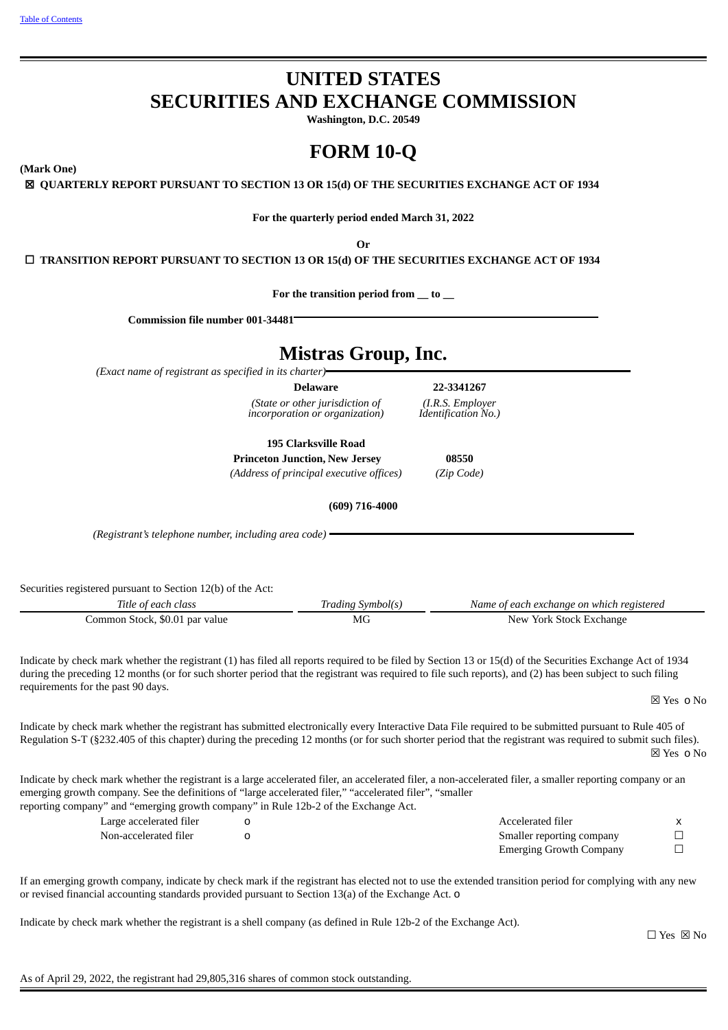# UNITED STATES
# SECURITIES AND EXCHANGE COMMISSION

**Washington, D.C. 20549**

# FORM 10-Q

**(Mark One)**

☒ **QUARTERLY REPORT PURSUANT TO SECTION 13 OR 15(d) OF THE SECURITIES EXCHANGE ACT OF 1934**

**For the quarterly period ended March 31, 2022**

**Or**

☐ **TRANSITION REPORT PURSUANT TO SECTION 13 OR 15(d) OF THE SECURITIES EXCHANGE ACT OF 1934**

**For the transition period from __ to __**

**Commission file number 001-34481**

# Mistras Group, Inc.

*(Exact name of registrant as specified in its charter)*

| **Delaware** | **22-3341267** |
|---|---|
| *(State or other jurisdiction of incorporation or organization)* | *(I.R.S. Employer Identification No.)* |

| **195 Clarksville Road** | |
|---|---|
| **Princeton Junction, New Jersey** | **08550** |
| *(Address of principal executive offices)* | *(Zip Code)* |

**(609) 716-4000**

*(Registrant's telephone number, including area code)*

Securities registered pursuant to Section 12(b) of the Act:

| *Title of each class* | *Trading Symbol(s)* | *Name of each exchange on which registered* |
|---|---|---|
| Common Stock, $0.01 par value | MG | New York Stock Exchange |

Indicate by check mark whether the registrant (1) has filed all reports required to be filed by Section 13 or 15(d) of the Securities Exchange Act of 1934 during the preceding 12 months (or for such shorter period that the registrant was required to file such reports), and (2) has been subject to such filing requirements for the past 90 days.

☒ Yes o No

Indicate by check mark whether the registrant has submitted electronically every Interactive Data File required to be submitted pursuant to Rule 405 of Regulation S-T (§232.405 of this chapter) during the preceding 12 months (or for such shorter period that the registrant was required to submit such files).

☒ Yes o No

Indicate by check mark whether the registrant is a large accelerated filer, an accelerated filer, a non-accelerated filer, a smaller reporting company or an emerging growth company. See the definitions of "large accelerated filer," "accelerated filer", "smaller reporting company" and "emerging growth company" in Rule 12b-2 of the Exchange Act.

| | | | |
|---|---|---|---|
| Large accelerated filer | o | Accelerated filer | x |
| Non-accelerated filer | o | Smaller reporting company | ☐ |
| | | Emerging Growth Company | ☐ |

If an emerging growth company, indicate by check mark if the registrant has elected not to use the extended transition period for complying with any new or revised financial accounting standards provided pursuant to Section 13(a) of the Exchange Act. o

Indicate by check mark whether the registrant is a shell company (as defined in Rule 12b-2 of the Exchange Act).

☐ Yes ☒ No

As of April 29, 2022, the registrant had 29,805,316 shares of common stock outstanding.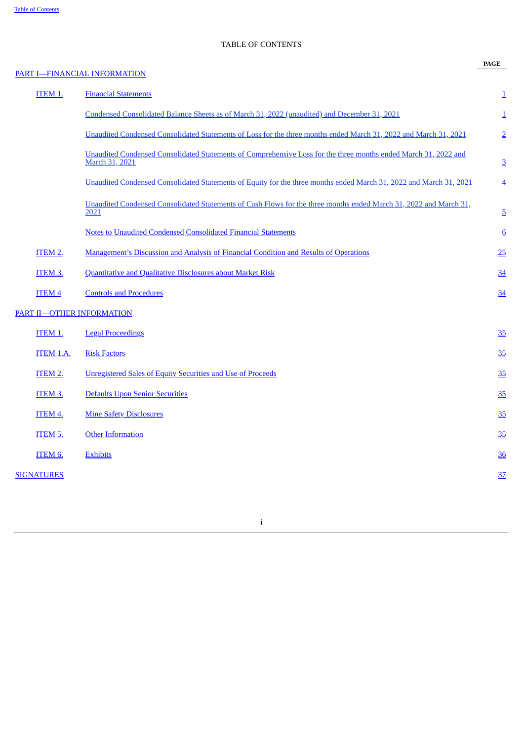# TABLE OF CONTENTS

| | | PAGE |
|---|---|---|
| PART I—FINANCIAL INFORMATION | | |
| ITEM 1. | Financial Statements | 1 |
| | Condensed Consolidated Balance Sheets as of March 31, 2022 (unaudited) and December 31, 2021 | 1 |
| | Unaudited Condensed Consolidated Statements of Loss for the three months ended March 31, 2022 and March 31, 2021 | 2 |
| | Unaudited Condensed Consolidated Statements of Comprehensive Loss for the three months ended March 31, 2022 and March 31, 2021 | 3 |
| | Unaudited Condensed Consolidated Statements of Equity for the three months ended March 31, 2022 and March 31, 2021 | 4 |
| | Unaudited Condensed Consolidated Statements of Cash Flows for the three months ended March 31, 2022 and March 31, 2021 | 5 |
| | Notes to Unaudited Condensed Consolidated Financial Statements | 6 |
| ITEM 2. | Management's Discussion and Analysis of Financial Condition and Results of Operations | 25 |
| ITEM 3. | Quantitative and Qualitative Disclosures about Market Risk | 34 |
| ITEM 4 | Controls and Procedures | 34 |
| PART II—OTHER INFORMATION | | |
| ITEM 1. | Legal Proceedings | 35 |
| ITEM 1.A. | Risk Factors | 35 |
| ITEM 2. | Unregistered Sales of Equity Securities and Use of Proceeds | 35 |
| ITEM 3. | Defaults Upon Senior Securities | 35 |
| ITEM 4. | Mine Safety Disclosures | 35 |
| ITEM 5. | Other Information | 35 |
| ITEM 6. | Exhibits | 36 |
| SIGNATURES | | 37 |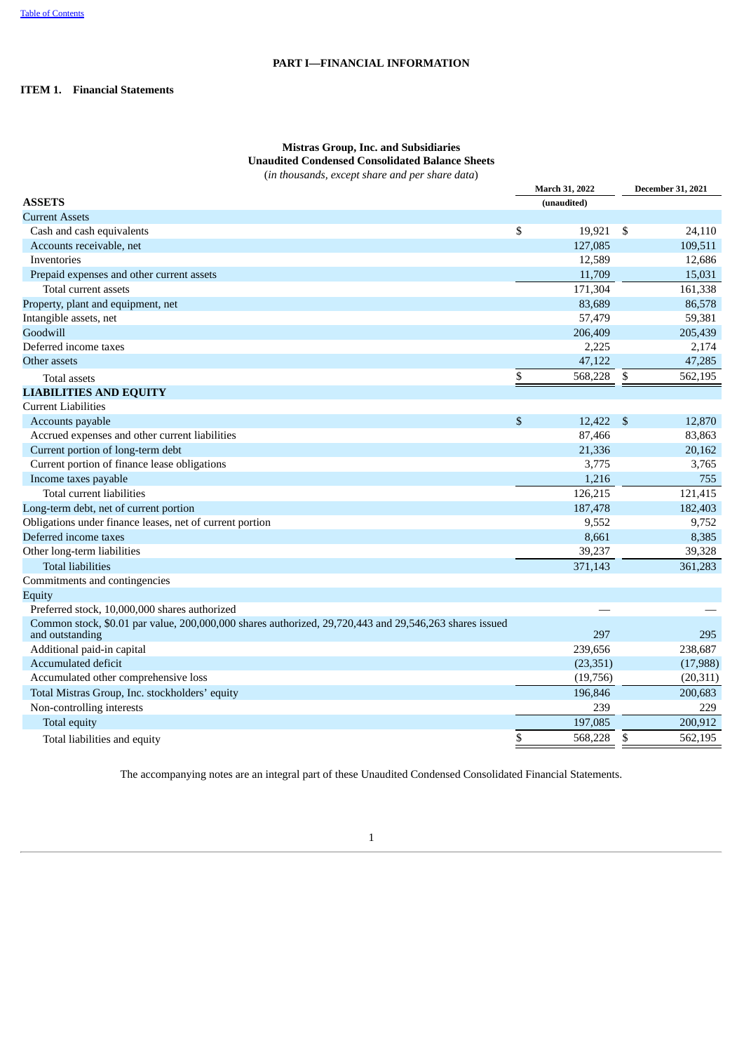# PART I—FINANCIAL INFORMATION

## ITEM 1. Financial Statements

### Mistras Group, Inc. and Subsidiaries
### Unaudited Condensed Consolidated Balance Sheets
*(in thousands, except share and per share data)*

| | March 31, 2022 | December 31, 2021 |
|---|---|---|
| **ASSETS** | (unaudited) | |
| Current Assets | | |
| Cash and cash equivalents | $ 19,921 | $ 24,110 |
| Accounts receivable, net | 127,085 | 109,511 |
| Inventories | 12,589 | 12,686 |
| Prepaid expenses and other current assets | 11,709 | 15,031 |
| Total current assets | 171,304 | 161,338 |
| Property, plant and equipment, net | 83,689 | 86,578 |
| Intangible assets, net | 57,479 | 59,381 |
| Goodwill | 206,409 | 205,439 |
| Deferred income taxes | 2,225 | 2,174 |
| Other assets | 47,122 | 47,285 |
| Total assets | $ 568,228 | $ 562,195 |
| **LIABILITIES AND EQUITY** | | |
| Current Liabilities | | |
| Accounts payable | $ 12,422 | $ 12,870 |
| Accrued expenses and other current liabilities | 87,466 | 83,863 |
| Current portion of long-term debt | 21,336 | 20,162 |
| Current portion of finance lease obligations | 3,775 | 3,765 |
| Income taxes payable | 1,216 | 755 |
| Total current liabilities | 126,215 | 121,415 |
| Long-term debt, net of current portion | 187,478 | 182,403 |
| Obligations under finance leases, net of current portion | 9,552 | 9,752 |
| Deferred income taxes | 8,661 | 8,385 |
| Other long-term liabilities | 39,237 | 39,328 |
| Total liabilities | 371,143 | 361,283 |
| Commitments and contingencies | | |
| Equity | | |
| Preferred stock, 10,000,000 shares authorized | — | — |
| Common stock, $0.01 par value, 200,000,000 shares authorized, 29,720,443 and 29,546,263 shares issued and outstanding | 297 | 295 |
| Additional paid-in capital | 239,656 | 238,687 |
| Accumulated deficit | (23,351) | (17,988) |
| Accumulated other comprehensive loss | (19,756) | (20,311) |
| Total Mistras Group, Inc. stockholders' equity | 196,846 | 200,683 |
| Non-controlling interests | 239 | 229 |
| Total equity | 197,085 | 200,912 |
| Total liabilities and equity | $ 568,228 | $ 562,195 |

The accompanying notes are an integral part of these Unaudited Condensed Consolidated Financial Statements.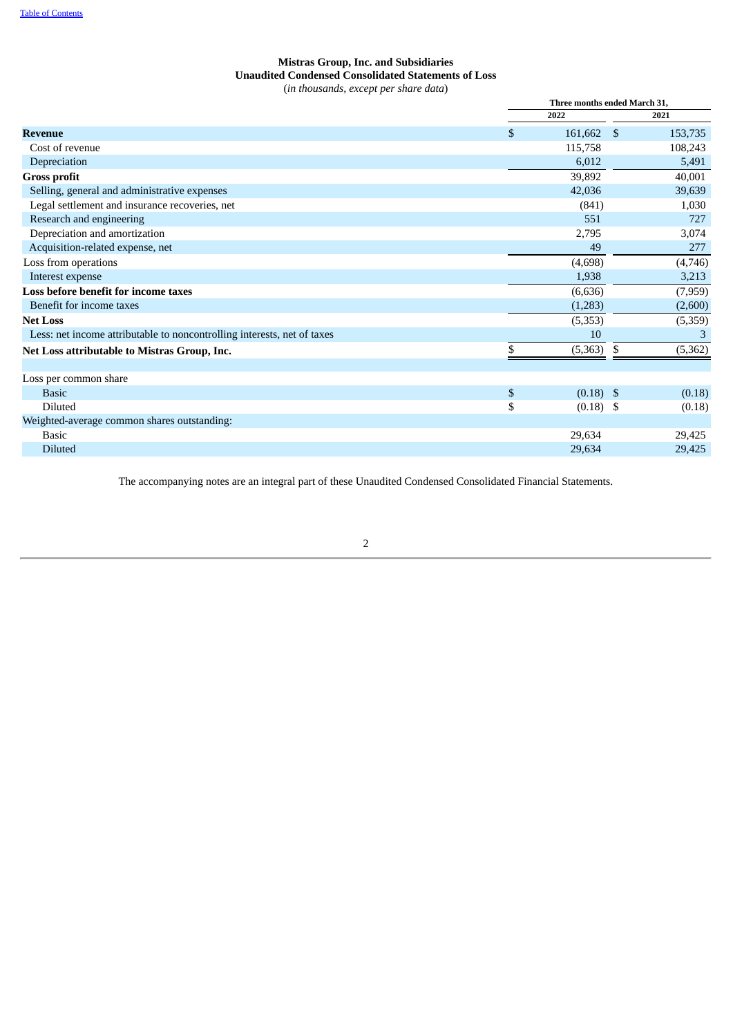**Mistras Group, Inc. and Subsidiaries**
**Unaudited Condensed Consolidated Statements of Loss**
(*in thousands, except per share data*)

| | Three months ended March 31, | |
|---|---|---|
| | 2022 | 2021 |
| **Revenue** | $ 161,662 | $ 153,735 |
| Cost of revenue | 115,758 | 108,243 |
| Depreciation | 6,012 | 5,491 |
| **Gross profit** | 39,892 | 40,001 |
| Selling, general and administrative expenses | 42,036 | 39,639 |
| Legal settlement and insurance recoveries, net | (841) | 1,030 |
| Research and engineering | 551 | 727 |
| Depreciation and amortization | 2,795 | 3,074 |
| Acquisition-related expense, net | 49 | 277 |
| Loss from operations | (4,698) | (4,746) |
| Interest expense | 1,938 | 3,213 |
| **Loss before benefit for income taxes** | (6,636) | (7,959) |
| Benefit for income taxes | (1,283) | (2,600) |
| **Net Loss** | (5,353) | (5,359) |
| Less: net income attributable to noncontrolling interests, net of taxes | 10 | 3 |
| **Net Loss attributable to Mistras Group, Inc.** | $ (5,363) | $ (5,362) |
| | | |
| Loss per common share | | |
| Basic | $ (0.18) | $ (0.18) |
| Diluted | $ (0.18) | $ (0.18) |
| Weighted-average common shares outstanding: | | |
| Basic | 29,634 | 29,425 |
| Diluted | 29,634 | 29,425 |

The accompanying notes are an integral part of these Unaudited Condensed Consolidated Financial Statements.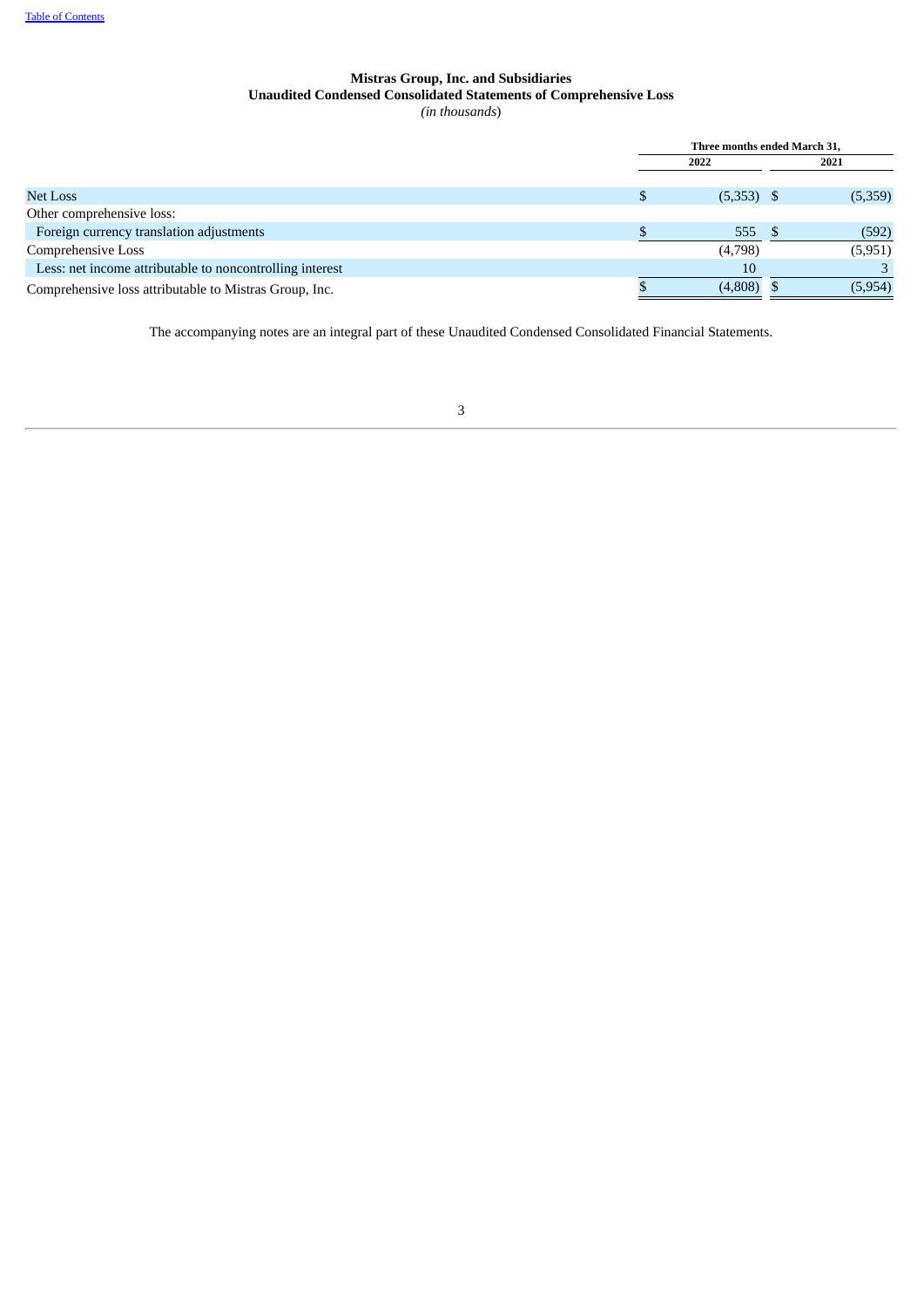**Mistras Group, Inc. and Subsidiaries**
**Unaudited Condensed Consolidated Statements of Comprehensive Loss**
*(in thousands)*

| | Three months ended March 31, | |
|---|---|---|
| | 2022 | 2021 |
| Net Loss | $ (5,353) | $ (5,359) |
| Other comprehensive loss: | | |
| Foreign currency translation adjustments | $ 555 | $ (592) |
| Comprehensive Loss | (4,798) | (5,951) |
| Less: net income attributable to noncontrolling interest | 10 | 3 |
| Comprehensive loss attributable to Mistras Group, Inc. | $ (4,808) | $ (5,954) |

The accompanying notes are an integral part of these Unaudited Condensed Consolidated Financial Statements.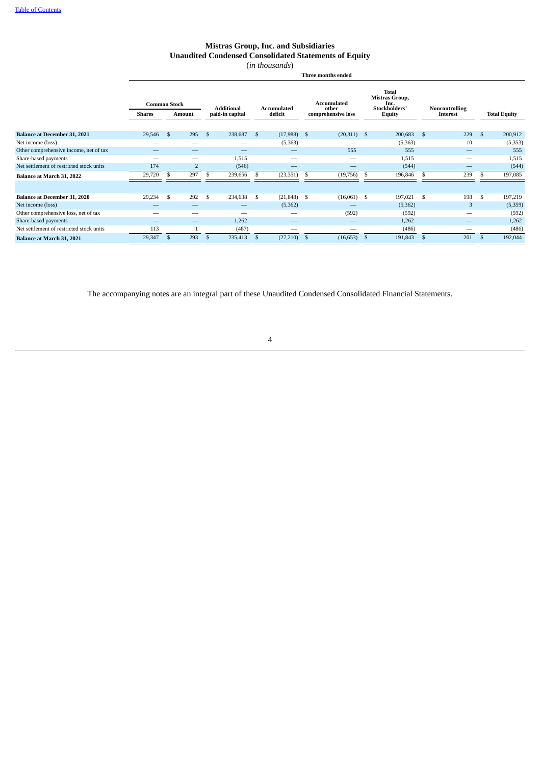# Mistras Group, Inc. and Subsidiaries
## Unaudited Condensed Consolidated Statements of Equity
(*in thousands*)

| | Three months ended | | | | | | | |
|---|---|---|---|---|---|---|---|---|
| | Common Stock | | Additional paid-in capital | Accumulated deficit | Accumulated other comprehensive loss | Total Mistras Group, Inc. Stockholders' Equity | Noncontrolling Interest | Total Equity |
| | Shares | Amount | | | | | | |
| **Balance at December 31, 2021** | 29,546 | $ 295 | $ 238,687 | $ (17,988) | $ (20,311) | $ 200,683 | $ 229 | $ 200,912 |
| Net income (loss) | — | — | — | (5,363) | — | (5,363) | 10 | (5,353) |
| Other comprehensive income, net of tax | — | — | — | — | 555 | 555 | — | 555 |
| Share-based payments | — | — | 1,515 | — | — | 1,515 | — | 1,515 |
| Net settlement of restricted stock units | 174 | 2 | (546) | — | — | (544) | — | (544) |
| **Balance at March 31, 2022** | 29,720 | $ 297 | $ 239,656 | $ (23,351) | $ (19,756) | $ 196,846 | $ 239 | $ 197,085 |
| | | | | | | | | |
| **Balance at December 31, 2020** | 29,234 | $ 292 | $ 234,638 | $ (21,848) | $ (16,061) | $ 197,021 | $ 198 | $ 197,219 |
| Net income (loss) | — | — | — | (5,362) | — | (5,362) | 3 | (5,359) |
| Other comprehensive loss, net of tax | — | — | — | — | (592) | (592) | — | (592) |
| Share-based payments | — | — | 1,262 | — | — | 1,262 | — | 1,262 |
| Net settlement of restricted stock units | 113 | 1 | (487) | — | — | (486) | — | (486) |
| **Balance at March 31, 2021** | 29,347 | $ 293 | $ 235,413 | $ (27,210) | $ (16,653) | $ 191,843 | $ 201 | $ 192,044 |

The accompanying notes are an integral part of these Unaudited Condensed Consolidated Financial Statements.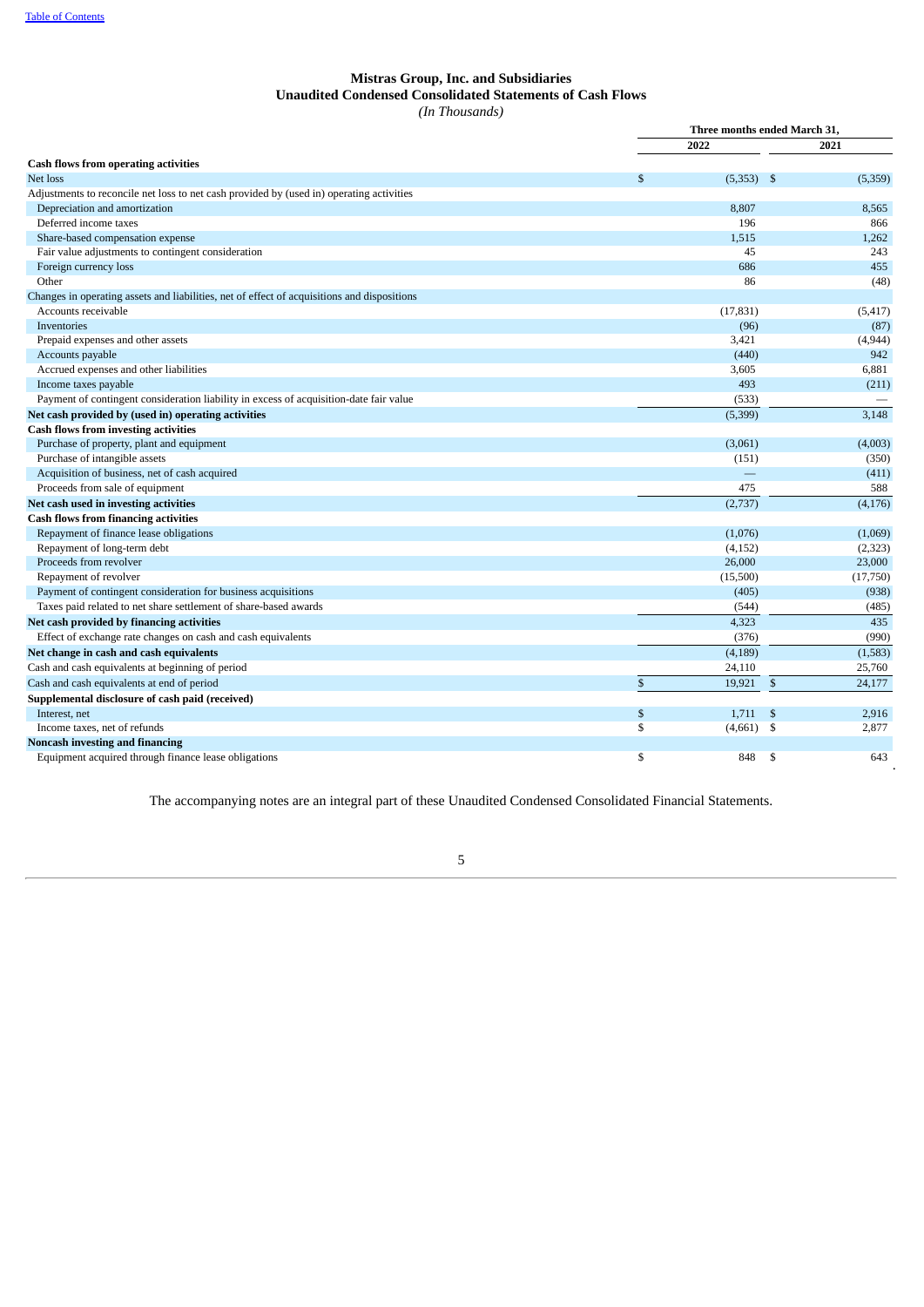## Mistras Group, Inc. and Subsidiaries
## Unaudited Condensed Consolidated Statements of Cash Flows
*(In Thousands)*

| | Three months ended March 31, | |
|---|---|---|
| | 2022 | 2021 |
| **Cash flows from operating activities** | | |
| Net loss | $ (5,353) | $ (5,359) |
| Adjustments to reconcile net loss to net cash provided by (used in) operating activities | | |
| Depreciation and amortization | 8,807 | 8,565 |
| Deferred income taxes | 196 | 866 |
| Share-based compensation expense | 1,515 | 1,262 |
| Fair value adjustments to contingent consideration | 45 | 243 |
| Foreign currency loss | 686 | 455 |
| Other | 86 | (48) |
| Changes in operating assets and liabilities, net of effect of acquisitions and dispositions | | |
| Accounts receivable | (17,831) | (5,417) |
| Inventories | (96) | (87) |
| Prepaid expenses and other assets | 3,421 | (4,944) |
| Accounts payable | (440) | 942 |
| Accrued expenses and other liabilities | 3,605 | 6,881 |
| Income taxes payable | 493 | (211) |
| Payment of contingent consideration liability in excess of acquisition-date fair value | (533) | — |
| **Net cash provided by (used in) operating activities** | (5,399) | 3,148 |
| **Cash flows from investing activities** | | |
| Purchase of property, plant and equipment | (3,061) | (4,003) |
| Purchase of intangible assets | (151) | (350) |
| Acquisition of business, net of cash acquired | — | (411) |
| Proceeds from sale of equipment | 475 | 588 |
| **Net cash used in investing activities** | (2,737) | (4,176) |
| **Cash flows from financing activities** | | |
| Repayment of finance lease obligations | (1,076) | (1,069) |
| Repayment of long-term debt | (4,152) | (2,323) |
| Proceeds from revolver | 26,000 | 23,000 |
| Repayment of revolver | (15,500) | (17,750) |
| Payment of contingent consideration for business acquisitions | (405) | (938) |
| Taxes paid related to net share settlement of share-based awards | (544) | (485) |
| **Net cash provided by financing activities** | 4,323 | 435 |
| Effect of exchange rate changes on cash and cash equivalents | (376) | (990) |
| **Net change in cash and cash equivalents** | (4,189) | (1,583) |
| Cash and cash equivalents at beginning of period | 24,110 | 25,760 |
| Cash and cash equivalents at end of period | $ 19,921 | $ 24,177 |
| **Supplemental disclosure of cash paid (received)** | | |
| Interest, net | $ 1,711 | $ 2,916 |
| Income taxes, net of refunds | $ (4,661) | $ 2,877 |
| **Noncash investing and financing** | | |
| Equipment acquired through finance lease obligations | $ 848 | $ 643 |

The accompanying notes are an integral part of these Unaudited Condensed Consolidated Financial Statements.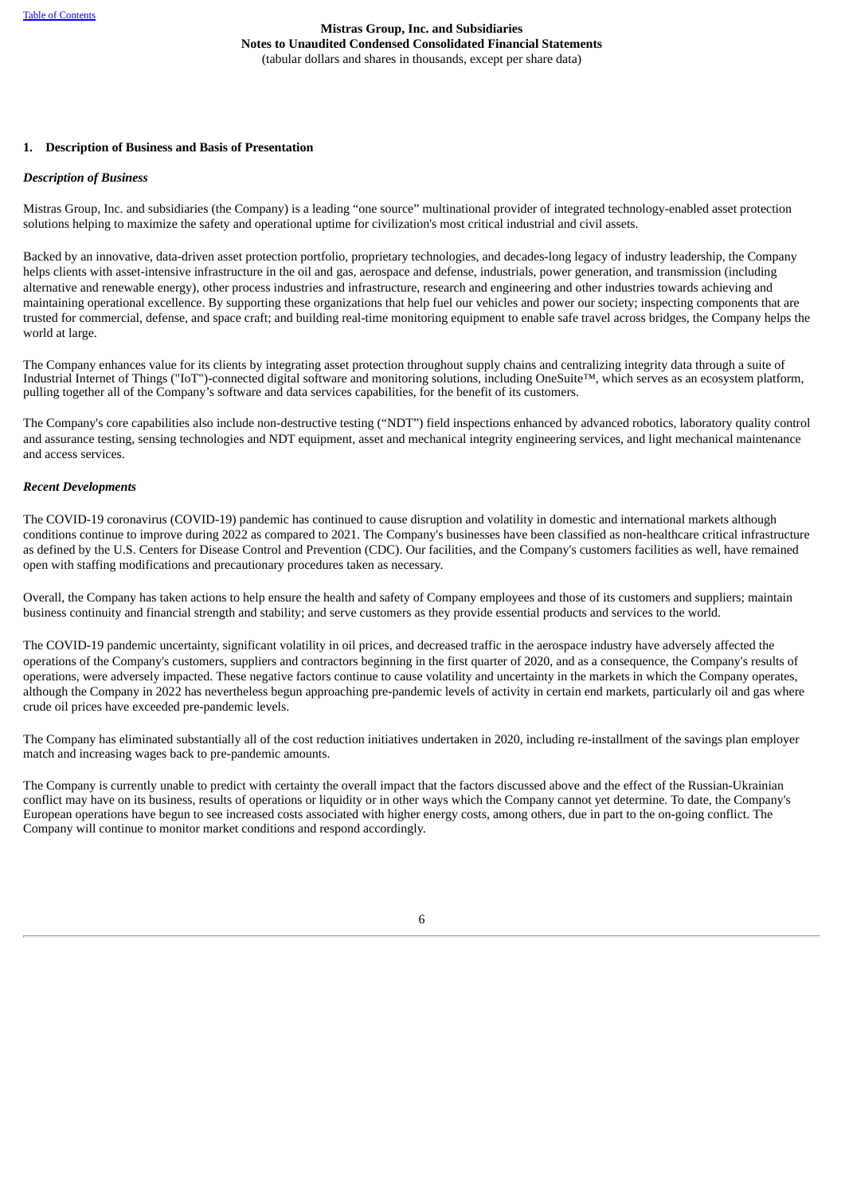Mistras Group, Inc. and Subsidiaries
Notes to Unaudited Condensed Consolidated Financial Statements
(tabular dollars and shares in thousands, except per share data)

## 1. Description of Business and Basis of Presentation

### *Description of Business*

Mistras Group, Inc. and subsidiaries (the Company) is a leading "one source" multinational provider of integrated technology-enabled asset protection solutions helping to maximize the safety and operational uptime for civilization's most critical industrial and civil assets.

Backed by an innovative, data-driven asset protection portfolio, proprietary technologies, and decades-long legacy of industry leadership, the Company helps clients with asset-intensive infrastructure in the oil and gas, aerospace and defense, industrials, power generation, and transmission (including alternative and renewable energy), other process industries and infrastructure, research and engineering and other industries towards achieving and maintaining operational excellence. By supporting these organizations that help fuel our vehicles and power our society; inspecting components that are trusted for commercial, defense, and space craft; and building real-time monitoring equipment to enable safe travel across bridges, the Company helps the world at large.

The Company enhances value for its clients by integrating asset protection throughout supply chains and centralizing integrity data through a suite of Industrial Internet of Things ("IoT")-connected digital software and monitoring solutions, including OneSuite™, which serves as an ecosystem platform, pulling together all of the Company's software and data services capabilities, for the benefit of its customers.

The Company's core capabilities also include non-destructive testing ("NDT") field inspections enhanced by advanced robotics, laboratory quality control and assurance testing, sensing technologies and NDT equipment, asset and mechanical integrity engineering services, and light mechanical maintenance and access services.

### *Recent Developments*

The COVID-19 coronavirus (COVID-19) pandemic has continued to cause disruption and volatility in domestic and international markets although conditions continue to improve during 2022 as compared to 2021. The Company's businesses have been classified as non-healthcare critical infrastructure as defined by the U.S. Centers for Disease Control and Prevention (CDC). Our facilities, and the Company's customers facilities as well, have remained open with staffing modifications and precautionary procedures taken as necessary.

Overall, the Company has taken actions to help ensure the health and safety of Company employees and those of its customers and suppliers; maintain business continuity and financial strength and stability; and serve customers as they provide essential products and services to the world.

The COVID-19 pandemic uncertainty, significant volatility in oil prices, and decreased traffic in the aerospace industry have adversely affected the operations of the Company's customers, suppliers and contractors beginning in the first quarter of 2020, and as a consequence, the Company's results of operations, were adversely impacted. These negative factors continue to cause volatility and uncertainty in the markets in which the Company operates, although the Company in 2022 has nevertheless begun approaching pre-pandemic levels of activity in certain end markets, particularly oil and gas where crude oil prices have exceeded pre-pandemic levels.

The Company has eliminated substantially all of the cost reduction initiatives undertaken in 2020, including re-installment of the savings plan employer match and increasing wages back to pre-pandemic amounts.

The Company is currently unable to predict with certainty the overall impact that the factors discussed above and the effect of the Russian-Ukrainian conflict may have on its business, results of operations or liquidity or in other ways which the Company cannot yet determine. To date, the Company's European operations have begun to see increased costs associated with higher energy costs, among others, due in part to the on-going conflict. The Company will continue to monitor market conditions and respond accordingly.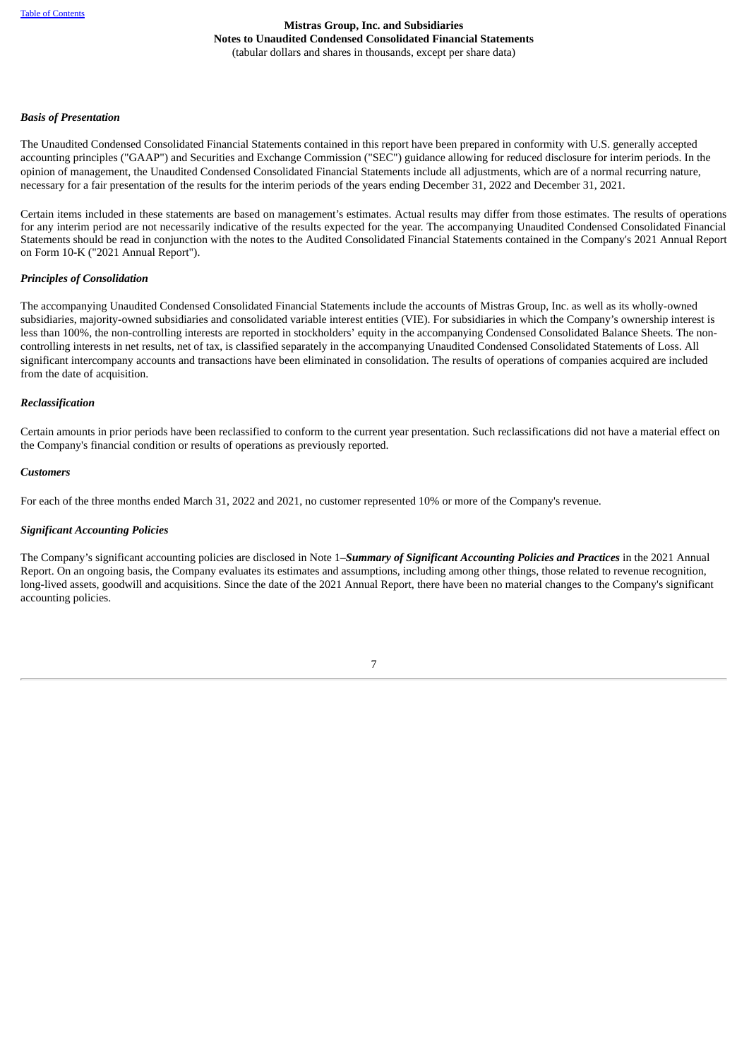***Basis of Presentation***

The Unaudited Condensed Consolidated Financial Statements contained in this report have been prepared in conformity with U.S. generally accepted accounting principles ("GAAP") and Securities and Exchange Commission ("SEC") guidance allowing for reduced disclosure for interim periods. In the opinion of management, the Unaudited Condensed Consolidated Financial Statements include all adjustments, which are of a normal recurring nature, necessary for a fair presentation of the results for the interim periods of the years ending December 31, 2022 and December 31, 2021.

Certain items included in these statements are based on management's estimates. Actual results may differ from those estimates. The results of operations for any interim period are not necessarily indicative of the results expected for the year. The accompanying Unaudited Condensed Consolidated Financial Statements should be read in conjunction with the notes to the Audited Consolidated Financial Statements contained in the Company's 2021 Annual Report on Form 10-K ("2021 Annual Report").

***Principles of Consolidation***

The accompanying Unaudited Condensed Consolidated Financial Statements include the accounts of Mistras Group, Inc. as well as its wholly-owned subsidiaries, majority-owned subsidiaries and consolidated variable interest entities (VIE). For subsidiaries in which the Company's ownership interest is less than 100%, the non-controlling interests are reported in stockholders' equity in the accompanying Condensed Consolidated Balance Sheets. The non-controlling interests in net results, net of tax, is classified separately in the accompanying Unaudited Condensed Consolidated Statements of Loss. All significant intercompany accounts and transactions have been eliminated in consolidation. The results of operations of companies acquired are included from the date of acquisition.

***Reclassification***

Certain amounts in prior periods have been reclassified to conform to the current year presentation. Such reclassifications did not have a material effect on the Company's financial condition or results of operations as previously reported.

***Customers***

For each of the three months ended March 31, 2022 and 2021, no customer represented 10% or more of the Company's revenue.

***Significant Accounting Policies***

The Company's significant accounting policies are disclosed in Note 1–***Summary of Significant Accounting Policies and Practices*** in the 2021 Annual Report. On an ongoing basis, the Company evaluates its estimates and assumptions, including among other things, those related to revenue recognition, long-lived assets, goodwill and acquisitions. Since the date of the 2021 Annual Report, there have been no material changes to the Company's significant accounting policies.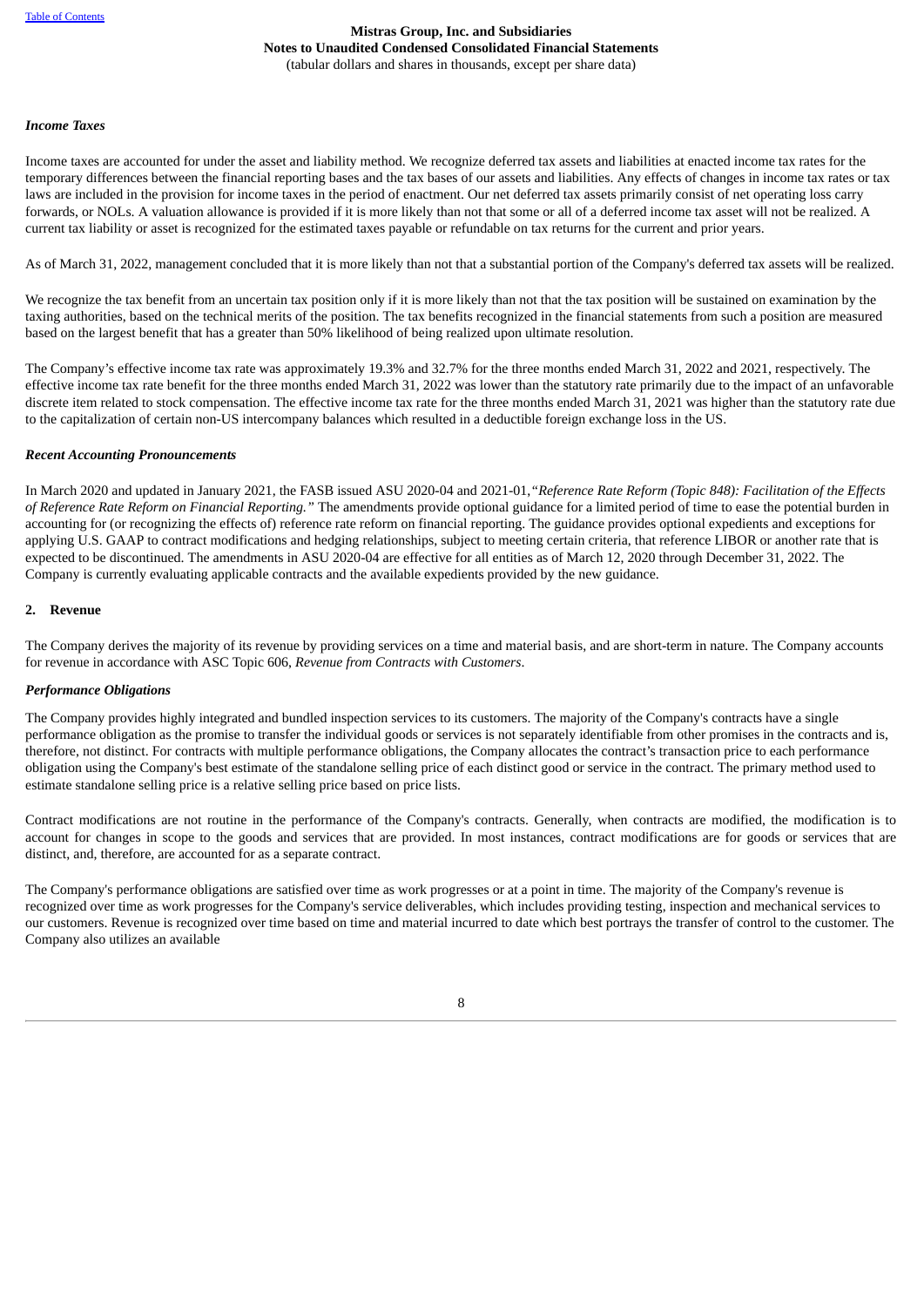### *Income Taxes*

Income taxes are accounted for under the asset and liability method. We recognize deferred tax assets and liabilities at enacted income tax rates for the temporary differences between the financial reporting bases and the tax bases of our assets and liabilities. Any effects of changes in income tax rates or tax laws are included in the provision for income taxes in the period of enactment. Our net deferred tax assets primarily consist of net operating loss carry forwards, or NOLs. A valuation allowance is provided if it is more likely than not that some or all of a deferred income tax asset will not be realized. A current tax liability or asset is recognized for the estimated taxes payable or refundable on tax returns for the current and prior years.

As of March 31, 2022, management concluded that it is more likely than not that a substantial portion of the Company's deferred tax assets will be realized.

We recognize the tax benefit from an uncertain tax position only if it is more likely than not that the tax position will be sustained on examination by the taxing authorities, based on the technical merits of the position. The tax benefits recognized in the financial statements from such a position are measured based on the largest benefit that has a greater than 50% likelihood of being realized upon ultimate resolution.

The Company's effective income tax rate was approximately 19.3% and 32.7% for the three months ended March 31, 2022 and 2021, respectively. The effective income tax rate benefit for the three months ended March 31, 2022 was lower than the statutory rate primarily due to the impact of an unfavorable discrete item related to stock compensation. The effective income tax rate for the three months ended March 31, 2021 was higher than the statutory rate due to the capitalization of certain non-US intercompany balances which resulted in a deductible foreign exchange loss in the US.

### *Recent Accounting Pronouncements*

In March 2020 and updated in January 2021, the FASB issued ASU 2020-04 and 2021-01,*"Reference Rate Reform (Topic 848): Facilitation of the Effects of Reference Rate Reform on Financial Reporting."* The amendments provide optional guidance for a limited period of time to ease the potential burden in accounting for (or recognizing the effects of) reference rate reform on financial reporting. The guidance provides optional expedients and exceptions for applying U.S. GAAP to contract modifications and hedging relationships, subject to meeting certain criteria, that reference LIBOR or another rate that is expected to be discontinued. The amendments in ASU 2020-04 are effective for all entities as of March 12, 2020 through December 31, 2022. The Company is currently evaluating applicable contracts and the available expedients provided by the new guidance.

## 2. Revenue

The Company derives the majority of its revenue by providing services on a time and material basis, and are short-term in nature. The Company accounts for revenue in accordance with ASC Topic 606, *Revenue from Contracts with Customers*.

### *Performance Obligations*

The Company provides highly integrated and bundled inspection services to its customers. The majority of the Company's contracts have a single performance obligation as the promise to transfer the individual goods or services is not separately identifiable from other promises in the contracts and is, therefore, not distinct. For contracts with multiple performance obligations, the Company allocates the contract's transaction price to each performance obligation using the Company's best estimate of the standalone selling price of each distinct good or service in the contract. The primary method used to estimate standalone selling price is a relative selling price based on price lists.

Contract modifications are not routine in the performance of the Company's contracts. Generally, when contracts are modified, the modification is to account for changes in scope to the goods and services that are provided. In most instances, contract modifications are for goods or services that are distinct, and, therefore, are accounted for as a separate contract.

The Company's performance obligations are satisfied over time as work progresses or at a point in time. The majority of the Company's revenue is recognized over time as work progresses for the Company's service deliverables, which includes providing testing, inspection and mechanical services to our customers. Revenue is recognized over time based on time and material incurred to date which best portrays the transfer of control to the customer. The Company also utilizes an available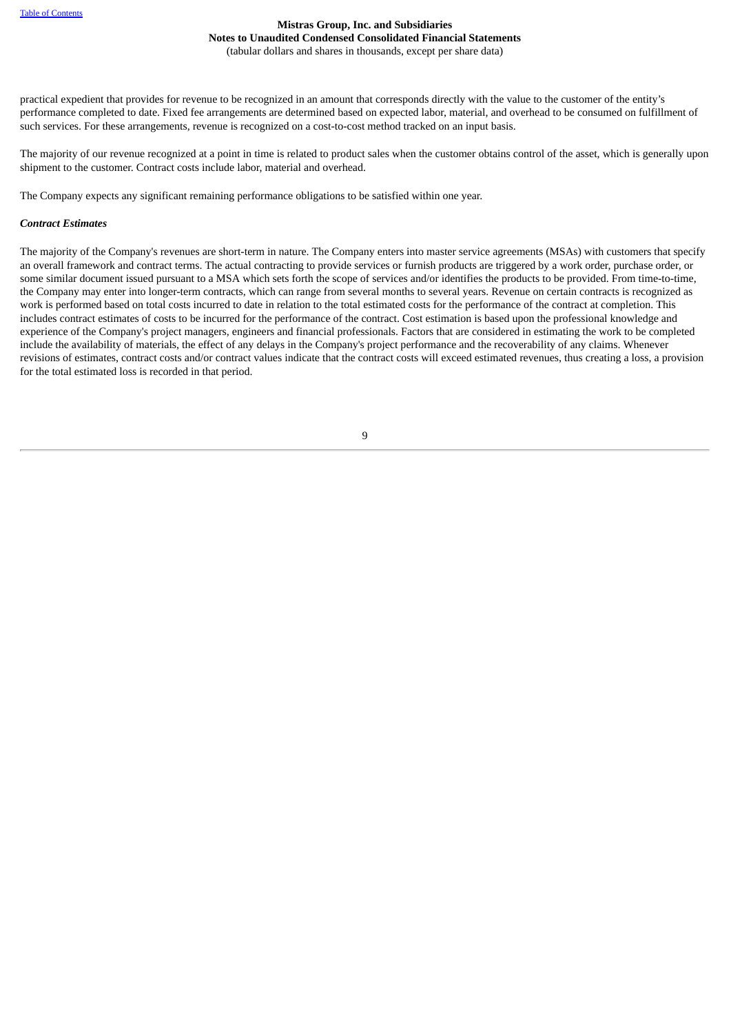practical expedient that provides for revenue to be recognized in an amount that corresponds directly with the value to the customer of the entity's performance completed to date. Fixed fee arrangements are determined based on expected labor, material, and overhead to be consumed on fulfillment of such services. For these arrangements, revenue is recognized on a cost-to-cost method tracked on an input basis.

The majority of our revenue recognized at a point in time is related to product sales when the customer obtains control of the asset, which is generally upon shipment to the customer. Contract costs include labor, material and overhead.

The Company expects any significant remaining performance obligations to be satisfied within one year.

***Contract Estimates***

The majority of the Company's revenues are short-term in nature. The Company enters into master service agreements (MSAs) with customers that specify an overall framework and contract terms. The actual contracting to provide services or furnish products are triggered by a work order, purchase order, or some similar document issued pursuant to a MSA which sets forth the scope of services and/or identifies the products to be provided. From time-to-time, the Company may enter into longer-term contracts, which can range from several months to several years. Revenue on certain contracts is recognized as work is performed based on total costs incurred to date in relation to the total estimated costs for the performance of the contract at completion. This includes contract estimates of costs to be incurred for the performance of the contract. Cost estimation is based upon the professional knowledge and experience of the Company's project managers, engineers and financial professionals. Factors that are considered in estimating the work to be completed include the availability of materials, the effect of any delays in the Company's project performance and the recoverability of any claims. Whenever revisions of estimates, contract costs and/or contract values indicate that the contract costs will exceed estimated revenues, thus creating a loss, a provision for the total estimated loss is recorded in that period.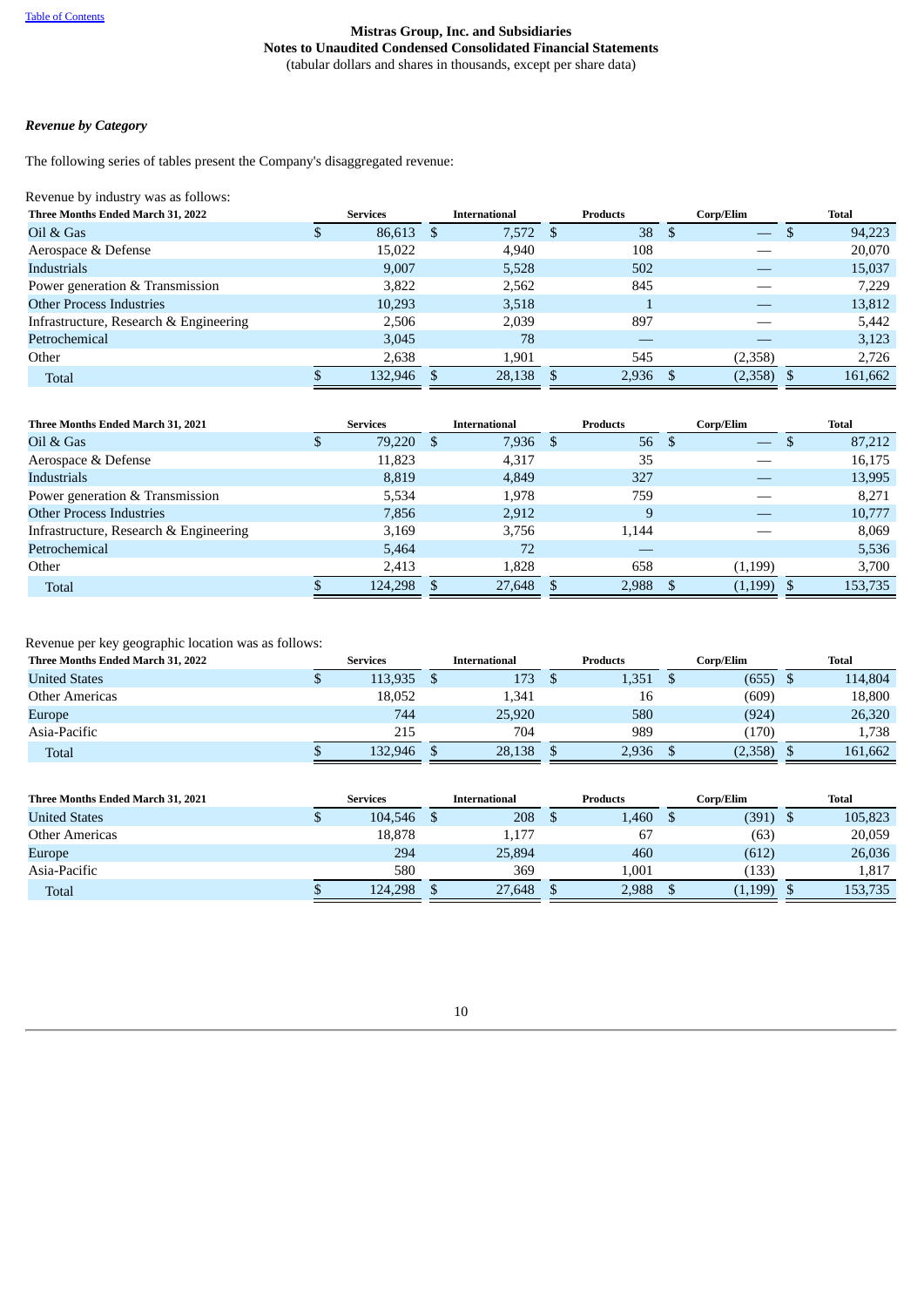**Mistras Group, Inc. and Subsidiaries**
**Notes to Unaudited Condensed Consolidated Financial Statements**
(tabular dollars and shares in thousands, except per share data)

***Revenue by Category***

The following series of tables present the Company's disaggregated revenue:

Revenue by industry was as follows:

| Three Months Ended March 31, 2022 | Services | International | Products | Corp/Elim | Total |
|---|---|---|---|---|---|
| Oil & Gas | $ 86,613 | $ 7,572 | $ 38 | $ — | $ 94,223 |
| Aerospace & Defense | 15,022 | 4,940 | 108 | — | 20,070 |
| Industrials | 9,007 | 5,528 | 502 | — | 15,037 |
| Power generation & Transmission | 3,822 | 2,562 | 845 | — | 7,229 |
| Other Process Industries | 10,293 | 3,518 | 1 | — | 13,812 |
| Infrastructure, Research & Engineering | 2,506 | 2,039 | 897 | — | 5,442 |
| Petrochemical | 3,045 | 78 | — | — | 3,123 |
| Other | 2,638 | 1,901 | 545 | (2,358) | 2,726 |
| Total | $ 132,946 | $ 28,138 | $ 2,936 | $ (2,358) | $ 161,662 |

| Three Months Ended March 31, 2021 | Services | International | Products | Corp/Elim | Total |
|---|---|---|---|---|---|
| Oil & Gas | $ 79,220 | $ 7,936 | $ 56 | $ — | $ 87,212 |
| Aerospace & Defense | 11,823 | 4,317 | 35 | — | 16,175 |
| Industrials | 8,819 | 4,849 | 327 | — | 13,995 |
| Power generation & Transmission | 5,534 | 1,978 | 759 | — | 8,271 |
| Other Process Industries | 7,856 | 2,912 | 9 | — | 10,777 |
| Infrastructure, Research & Engineering | 3,169 | 3,756 | 1,144 | — | 8,069 |
| Petrochemical | 5,464 | 72 | — | | 5,536 |
| Other | 2,413 | 1,828 | 658 | (1,199) | 3,700 |
| Total | $ 124,298 | $ 27,648 | $ 2,988 | $ (1,199) | $ 153,735 |

Revenue per key geographic location was as follows:

| Three Months Ended March 31, 2022 | Services | International | Products | Corp/Elim | Total |
|---|---|---|---|---|---|
| United States | $ 113,935 | $ 173 | $ 1,351 | $ (655) | $ 114,804 |
| Other Americas | 18,052 | 1,341 | 16 | (609) | 18,800 |
| Europe | 744 | 25,920 | 580 | (924) | 26,320 |
| Asia-Pacific | 215 | 704 | 989 | (170) | 1,738 |
| Total | $ 132,946 | $ 28,138 | $ 2,936 | $ (2,358) | $ 161,662 |

| Three Months Ended March 31, 2021 | Services | International | Products | Corp/Elim | Total |
|---|---|---|---|---|---|
| United States | $ 104,546 | $ 208 | $ 1,460 | $ (391) | $ 105,823 |
| Other Americas | 18,878 | 1,177 | 67 | (63) | 20,059 |
| Europe | 294 | 25,894 | 460 | (612) | 26,036 |
| Asia-Pacific | 580 | 369 | 1,001 | (133) | 1,817 |
| Total | $ 124,298 | $ 27,648 | $ 2,988 | $ (1,199) | $ 153,735 |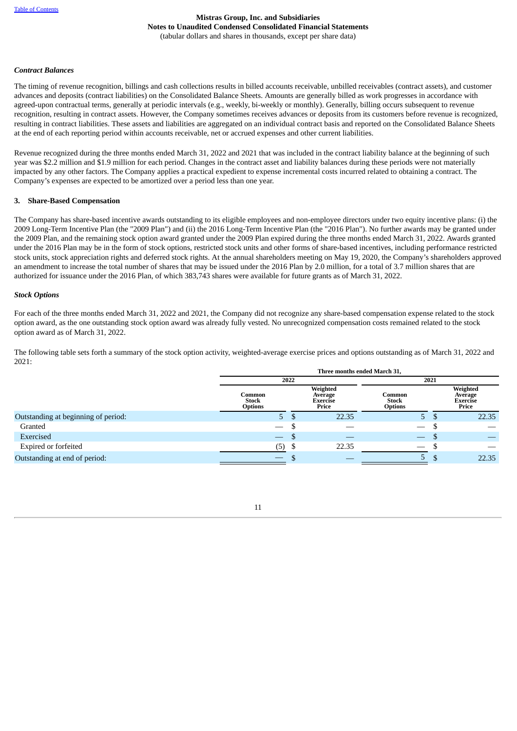**Mistras Group, Inc. and Subsidiaries**
**Notes to Unaudited Condensed Consolidated Financial Statements**
(tabular dollars and shares in thousands, except per share data)

***Contract Balances***

The timing of revenue recognition, billings and cash collections results in billed accounts receivable, unbilled receivables (contract assets), and customer advances and deposits (contract liabilities) on the Consolidated Balance Sheets. Amounts are generally billed as work progresses in accordance with agreed-upon contractual terms, generally at periodic intervals (e.g., weekly, bi-weekly or monthly). Generally, billing occurs subsequent to revenue recognition, resulting in contract assets. However, the Company sometimes receives advances or deposits from its customers before revenue is recognized, resulting in contract liabilities. These assets and liabilities are aggregated on an individual contract basis and reported on the Consolidated Balance Sheets at the end of each reporting period within accounts receivable, net or accrued expenses and other current liabilities.

Revenue recognized during the three months ended March 31, 2022 and 2021 that was included in the contract liability balance at the beginning of such year was $2.2 million and $1.9 million for each period. Changes in the contract asset and liability balances during these periods were not materially impacted by any other factors. The Company applies a practical expedient to expense incremental costs incurred related to obtaining a contract. The Company's expenses are expected to be amortized over a period less than one year.

## 3. Share-Based Compensation

The Company has share-based incentive awards outstanding to its eligible employees and non-employee directors under two equity incentive plans: (i) the 2009 Long-Term Incentive Plan (the "2009 Plan") and (ii) the 2016 Long-Term Incentive Plan (the "2016 Plan"). No further awards may be granted under the 2009 Plan, and the remaining stock option award granted under the 2009 Plan expired during the three months ended March 31, 2022. Awards granted under the 2016 Plan may be in the form of stock options, restricted stock units and other forms of share-based incentives, including performance restricted stock units, stock appreciation rights and deferred stock rights. At the annual shareholders meeting on May 19, 2020, the Company's shareholders approved an amendment to increase the total number of shares that may be issued under the 2016 Plan by 2.0 million, for a total of 3.7 million shares that are authorized for issuance under the 2016 Plan, of which 383,743 shares were available for future grants as of March 31, 2022.

***Stock Options***

For each of the three months ended March 31, 2022 and 2021, the Company did not recognize any share-based compensation expense related to the stock option award, as the one outstanding stock option award was already fully vested. No unrecognized compensation costs remained related to the stock option award as of March 31, 2022.

The following table sets forth a summary of the stock option activity, weighted-average exercise prices and options outstanding as of March 31, 2022 and 2021:

| | Three months ended March 31, | | | |
|---|---|---|---|---|
| | 2022 | | 2021 | |
| | Common Stock Options | Weighted Average Exercise Price | Common Stock Options | Weighted Average Exercise Price |
| Outstanding at beginning of period: | 5 | $ 22.35 | 5 | $ 22.35 |
| Granted | — | $ — | — | $ — |
| Exercised | — | $ — | — | $ — |
| Expired or forfeited | (5) | $ 22.35 | — | $ — |
| Outstanding at end of period: | — | $ — | 5 | $ 22.35 |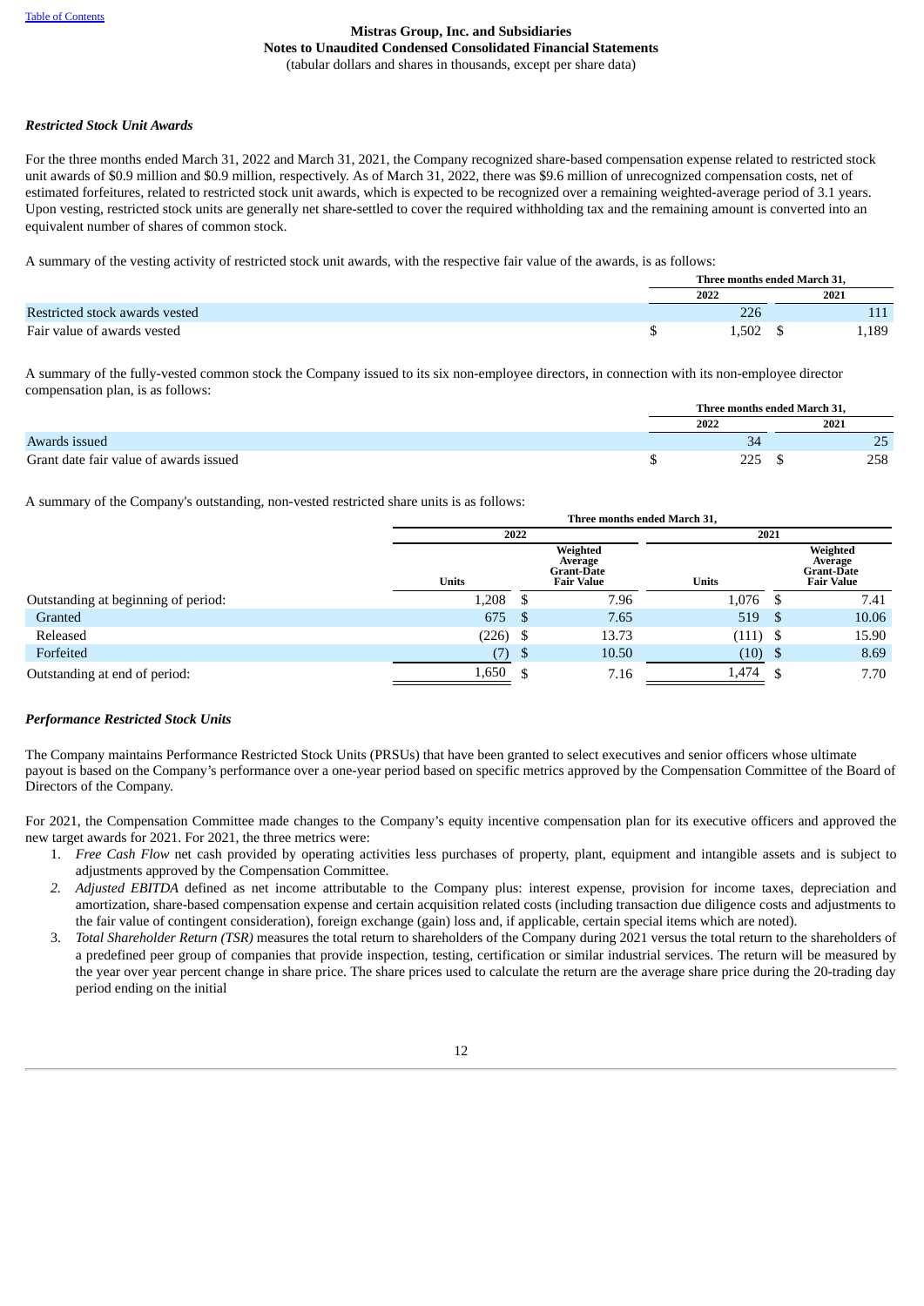Mistras Group, Inc. and Subsidiaries
Notes to Unaudited Condensed Consolidated Financial Statements
(tabular dollars and shares in thousands, except per share data)

***Restricted Stock Unit Awards***

For the three months ended March 31, 2022 and March 31, 2021, the Company recognized share-based compensation expense related to restricted stock unit awards of $0.9 million and $0.9 million, respectively. As of March 31, 2022, there was $9.6 million of unrecognized compensation costs, net of estimated forfeitures, related to restricted stock unit awards, which is expected to be recognized over a remaining weighted-average period of 3.1 years. Upon vesting, restricted stock units are generally net share-settled to cover the required withholding tax and the remaining amount is converted into an equivalent number of shares of common stock.

A summary of the vesting activity of restricted stock unit awards, with the respective fair value of the awards, is as follows:

| | Three months ended March 31, | |
|---|---|---|
| | 2022 | 2021 |
| Restricted stock awards vested | 226 | 111 |
| Fair value of awards vested | $ 1,502 | $ 1,189 |

A summary of the fully-vested common stock the Company issued to its six non-employee directors, in connection with its non-employee director compensation plan, is as follows:

| | Three months ended March 31, | |
|---|---|---|
| | 2022 | 2021 |
| Awards issued | 34 | 25 |
| Grant date fair value of awards issued | $ 225 | $ 258 |

A summary of the Company's outstanding, non-vested restricted share units is as follows:

| | Three months ended March 31, | | | |
|---|---|---|---|---|
| | 2022 | | 2021 | |
| | Units | Weighted Average Grant-Date Fair Value | Units | Weighted Average Grant-Date Fair Value |
| Outstanding at beginning of period: | 1,208 | $ 7.96 | 1,076 | $ 7.41 |
| Granted | 675 | $ 7.65 | 519 | $ 10.06 |
| Released | (226) | $ 13.73 | (111) | $ 15.90 |
| Forfeited | (7) | $ 10.50 | (10) | $ 8.69 |
| Outstanding at end of period: | 1,650 | $ 7.16 | 1,474 | $ 7.70 |

***Performance Restricted Stock Units***

The Company maintains Performance Restricted Stock Units (PRSUs) that have been granted to select executives and senior officers whose ultimate payout is based on the Company's performance over a one-year period based on specific metrics approved by the Compensation Committee of the Board of Directors of the Company.

For 2021, the Compensation Committee made changes to the Company's equity incentive compensation plan for its executive officers and approved the new target awards for 2021. For 2021, the three metrics were:

1. *Free Cash Flow* net cash provided by operating activities less purchases of property, plant, equipment and intangible assets and is subject to adjustments approved by the Compensation Committee.
2. *Adjusted EBITDA* defined as net income attributable to the Company plus: interest expense, provision for income taxes, depreciation and amortization, share-based compensation expense and certain acquisition related costs (including transaction due diligence costs and adjustments to the fair value of contingent consideration), foreign exchange (gain) loss and, if applicable, certain special items which are noted).
3. *Total Shareholder Return (TSR)* measures the total return to shareholders of the Company during 2021 versus the total return to the shareholders of a predefined peer group of companies that provide inspection, testing, certification or similar industrial services. The return will be measured by the year over year percent change in share price. The share prices used to calculate the return are the average share price during the 20-trading day period ending on the initial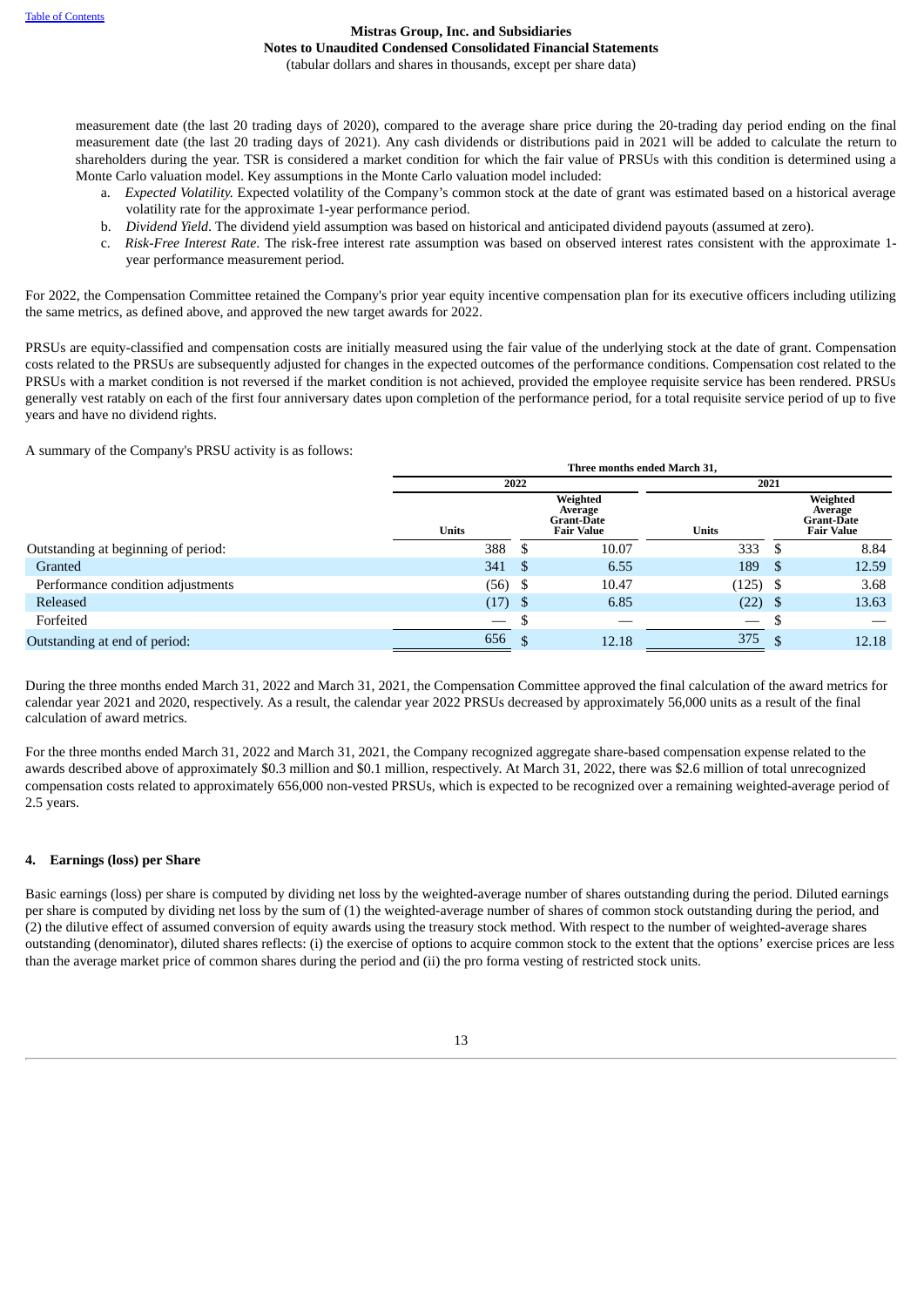measurement date (the last 20 trading days of 2020), compared to the average share price during the 20-trading day period ending on the final measurement date (the last 20 trading days of 2021). Any cash dividends or distributions paid in 2021 will be added to calculate the return to shareholders during the year. TSR is considered a market condition for which the fair value of PRSUs with this condition is determined using a Monte Carlo valuation model. Key assumptions in the Monte Carlo valuation model included:

a. *Expected Volatility.* Expected volatility of the Company's common stock at the date of grant was estimated based on a historical average volatility rate for the approximate 1-year performance period.
b. *Dividend Yield*. The dividend yield assumption was based on historical and anticipated dividend payouts (assumed at zero).
c. *Risk-Free Interest Rate*. The risk-free interest rate assumption was based on observed interest rates consistent with the approximate 1-year performance measurement period.

For 2022, the Compensation Committee retained the Company's prior year equity incentive compensation plan for its executive officers including utilizing the same metrics, as defined above, and approved the new target awards for 2022.

PRSUs are equity-classified and compensation costs are initially measured using the fair value of the underlying stock at the date of grant. Compensation costs related to the PRSUs are subsequently adjusted for changes in the expected outcomes of the performance conditions. Compensation cost related to the PRSUs with a market condition is not reversed if the market condition is not achieved, provided the employee requisite service has been rendered. PRSUs generally vest ratably on each of the first four anniversary dates upon completion of the performance period, for a total requisite service period of up to five years and have no dividend rights.

A summary of the Company's PRSU activity is as follows:

| | Three months ended March 31, | | | |
|---|---|---|---|---|
| | 2022 | | 2021 | |
| | Units | Weighted Average Grant-Date Fair Value | Units | Weighted Average Grant-Date Fair Value |
| Outstanding at beginning of period: | 388 | $ 10.07 | 333 | $ 8.84 |
| Granted | 341 | $ 6.55 | 189 | $ 12.59 |
| Performance condition adjustments | (56) | $ 10.47 | (125) | $ 3.68 |
| Released | (17) | $ 6.85 | (22) | $ 13.63 |
| Forfeited | — | $ — | — | $ — |
| Outstanding at end of period: | 656 | $ 12.18 | 375 | $ 12.18 |

During the three months ended March 31, 2022 and March 31, 2021, the Compensation Committee approved the final calculation of the award metrics for calendar year 2021 and 2020, respectively. As a result, the calendar year 2022 PRSUs decreased by approximately 56,000 units as a result of the final calculation of award metrics.

For the three months ended March 31, 2022 and March 31, 2021, the Company recognized aggregate share-based compensation expense related to the awards described above of approximately $0.3 million and $0.1 million, respectively. At March 31, 2022, there was $2.6 million of total unrecognized compensation costs related to approximately 656,000 non-vested PRSUs, which is expected to be recognized over a remaining weighted-average period of 2.5 years.

## 4. Earnings (loss) per Share

Basic earnings (loss) per share is computed by dividing net loss by the weighted-average number of shares outstanding during the period. Diluted earnings per share is computed by dividing net loss by the sum of (1) the weighted-average number of shares of common stock outstanding during the period, and (2) the dilutive effect of assumed conversion of equity awards using the treasury stock method. With respect to the number of weighted-average shares outstanding (denominator), diluted shares reflects: (i) the exercise of options to acquire common stock to the extent that the options' exercise prices are less than the average market price of common shares during the period and (ii) the pro forma vesting of restricted stock units.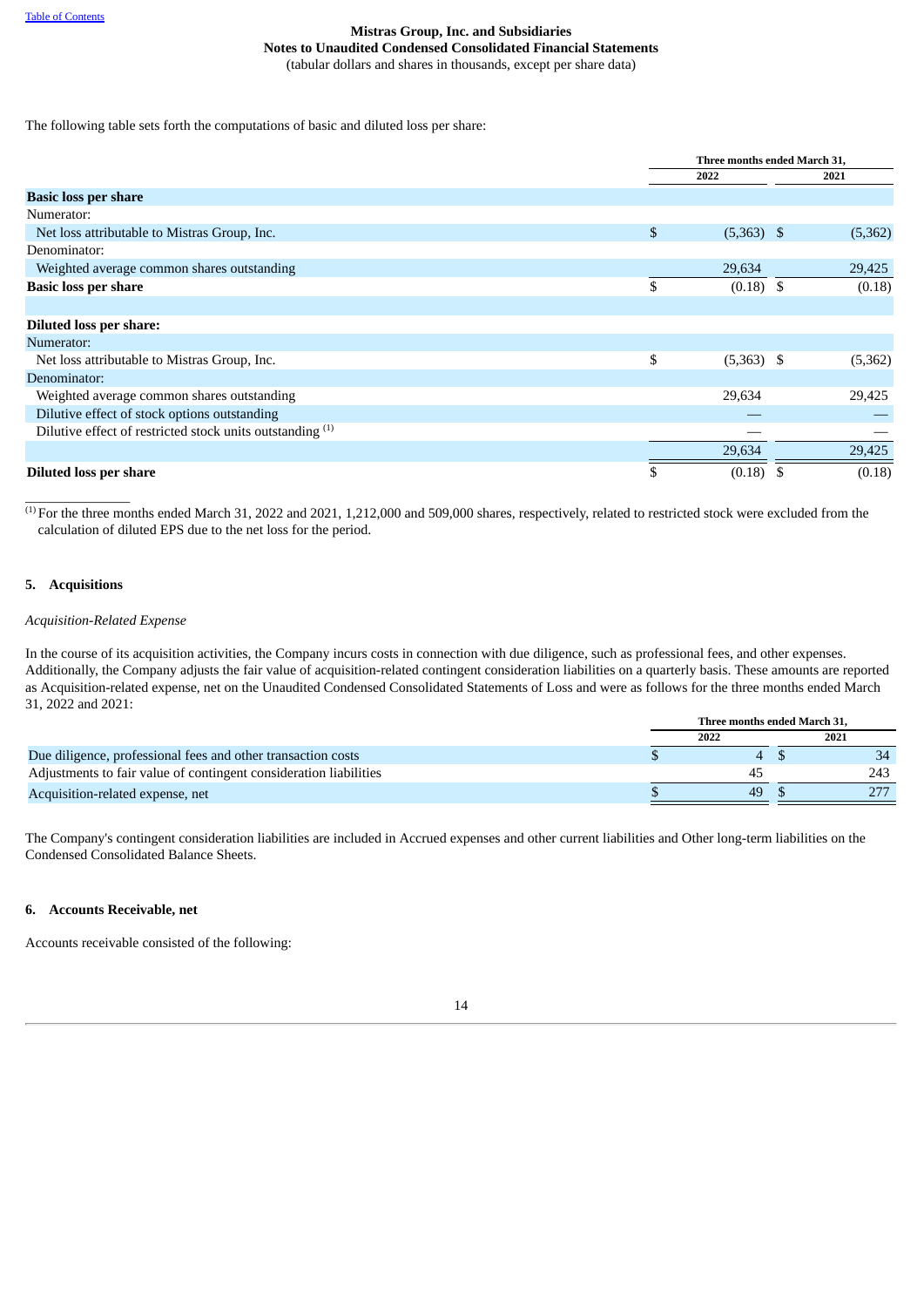**Mistras Group, Inc. and Subsidiaries**
**Notes to Unaudited Condensed Consolidated Financial Statements**
(tabular dollars and shares in thousands, except per share data)

The following table sets forth the computations of basic and diluted loss per share:

| | Three months ended March 31, | |
|---|---|---|
| | 2022 | 2021 |
| **Basic loss per share** | | |
| Numerator: | | |
| Net loss attributable to Mistras Group, Inc. | $ (5,363) | $ (5,362) |
| Denominator: | | |
| Weighted average common shares outstanding | 29,634 | 29,425 |
| **Basic loss per share** | $ (0.18) | $ (0.18) |
| | | |
| **Diluted loss per share:** | | |
| Numerator: | | |
| Net loss attributable to Mistras Group, Inc. | $ (5,363) | $ (5,362) |
| Denominator: | | |
| Weighted average common shares outstanding | 29,634 | 29,425 |
| Dilutive effect of stock options outstanding | — | — |
| Dilutive effect of restricted stock units outstanding (1) | — | — |
| | 29,634 | 29,425 |
| **Diluted loss per share** | $ (0.18) | $ (0.18) |

(1) For the three months ended March 31, 2022 and 2021, 1,212,000 and 509,000 shares, respectively, related to restricted stock were excluded from the calculation of diluted EPS due to the net loss for the period.

## 5. Acquisitions

*Acquisition-Related Expense*

In the course of its acquisition activities, the Company incurs costs in connection with due diligence, such as professional fees, and other expenses. Additionally, the Company adjusts the fair value of acquisition-related contingent consideration liabilities on a quarterly basis. These amounts are reported as Acquisition-related expense, net on the Unaudited Condensed Consolidated Statements of Loss and were as follows for the three months ended March 31, 2022 and 2021:

| | Three months ended March 31, | |
|---|---|---|
| | 2022 | 2021 |
| Due diligence, professional fees and other transaction costs | $ 4 | $ 34 |
| Adjustments to fair value of contingent consideration liabilities | 45 | 243 |
| Acquisition-related expense, net | $ 49 | $ 277 |

The Company's contingent consideration liabilities are included in Accrued expenses and other current liabilities and Other long-term liabilities on the Condensed Consolidated Balance Sheets.

## 6. Accounts Receivable, net

Accounts receivable consisted of the following: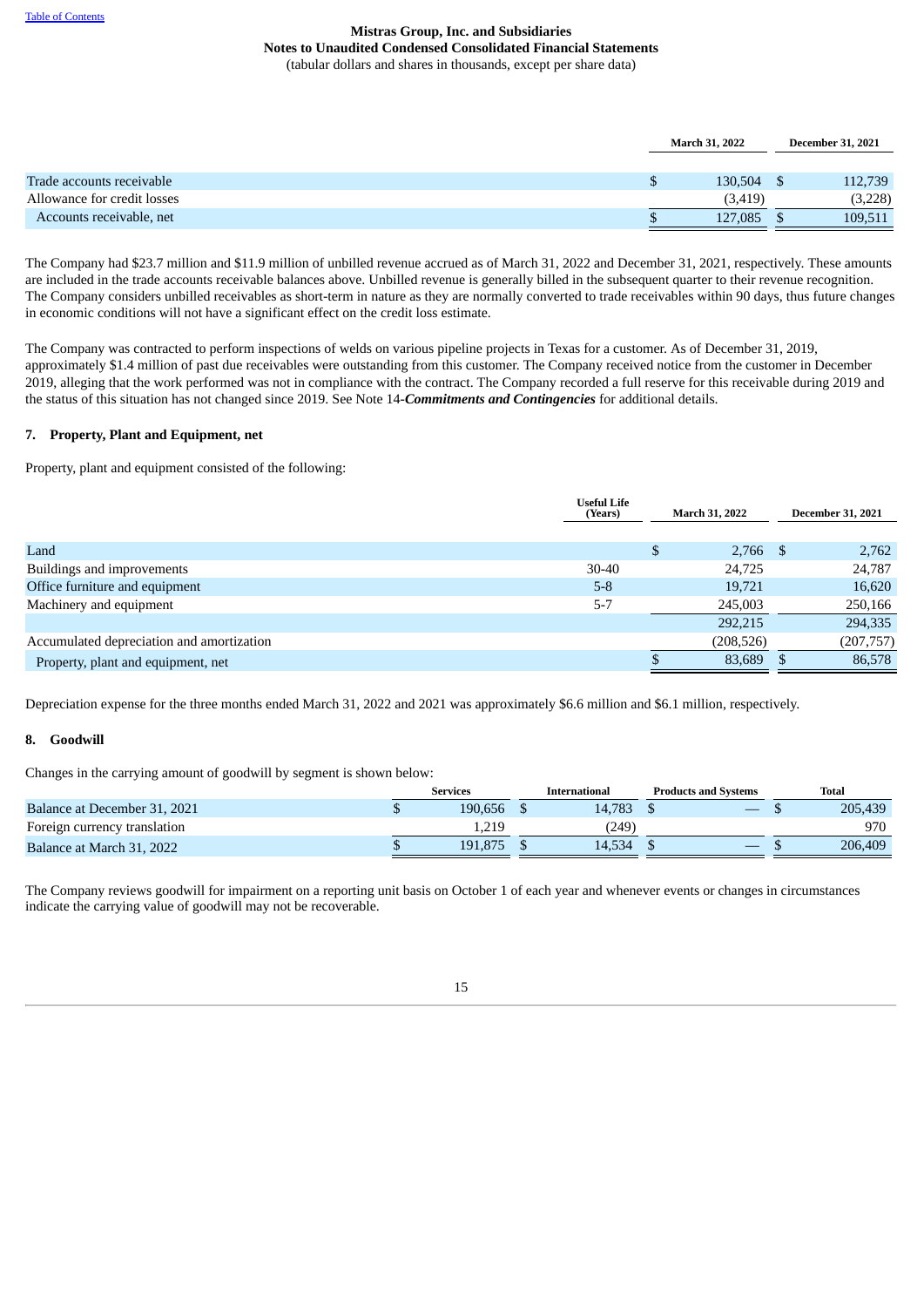|  | March 31, 2022 | December 31, 2021 |
|---|---|---|
| Trade accounts receivable | $ 130,504 | $ 112,739 |
| Allowance for credit losses | (3,419) | (3,228) |
| Accounts receivable, net | $ 127,085 | $ 109,511 |

The Company had $23.7 million and $11.9 million of unbilled revenue accrued as of March 31, 2022 and December 31, 2021, respectively. These amounts are included in the trade accounts receivable balances above. Unbilled revenue is generally billed in the subsequent quarter to their revenue recognition. The Company considers unbilled receivables as short-term in nature as they are normally converted to trade receivables within 90 days, thus future changes in economic conditions will not have a significant effect on the credit loss estimate.

The Company was contracted to perform inspections of welds on various pipeline projects in Texas for a customer. As of December 31, 2019, approximately $1.4 million of past due receivables were outstanding from this customer. The Company received notice from the customer in December 2019, alleging that the work performed was not in compliance with the contract. The Company recorded a full reserve for this receivable during 2019 and the status of this situation has not changed since 2019. See Note 14-***Commitments and Contingencies*** for additional details.

## 7. Property, Plant and Equipment, net

Property, plant and equipment consisted of the following:

|  | Useful Life (Years) | March 31, 2022 | December 31, 2021 |
|---|---|---|---|
| Land |  | $ 2,766 | $ 2,762 |
| Buildings and improvements | 30-40 | 24,725 | 24,787 |
| Office furniture and equipment | 5-8 | 19,721 | 16,620 |
| Machinery and equipment | 5-7 | 245,003 | 250,166 |
|  |  | 292,215 | 294,335 |
| Accumulated depreciation and amortization |  | (208,526) | (207,757) |
| Property, plant and equipment, net |  | $ 83,689 | $ 86,578 |

Depreciation expense for the three months ended March 31, 2022 and 2021 was approximately $6.6 million and $6.1 million, respectively.

## 8. Goodwill

Changes in the carrying amount of goodwill by segment is shown below:

|  | Services | International | Products and Systems | Total |
|---|---|---|---|---|
| Balance at December 31, 2021 | $ 190,656 | $ 14,783 | $ — | $ 205,439 |
| Foreign currency translation | 1,219 | (249) |  | 970 |
| Balance at March 31, 2022 | $ 191,875 | $ 14,534 | $ — | $ 206,409 |

The Company reviews goodwill for impairment on a reporting unit basis on October 1 of each year and whenever events or changes in circumstances indicate the carrying value of goodwill may not be recoverable.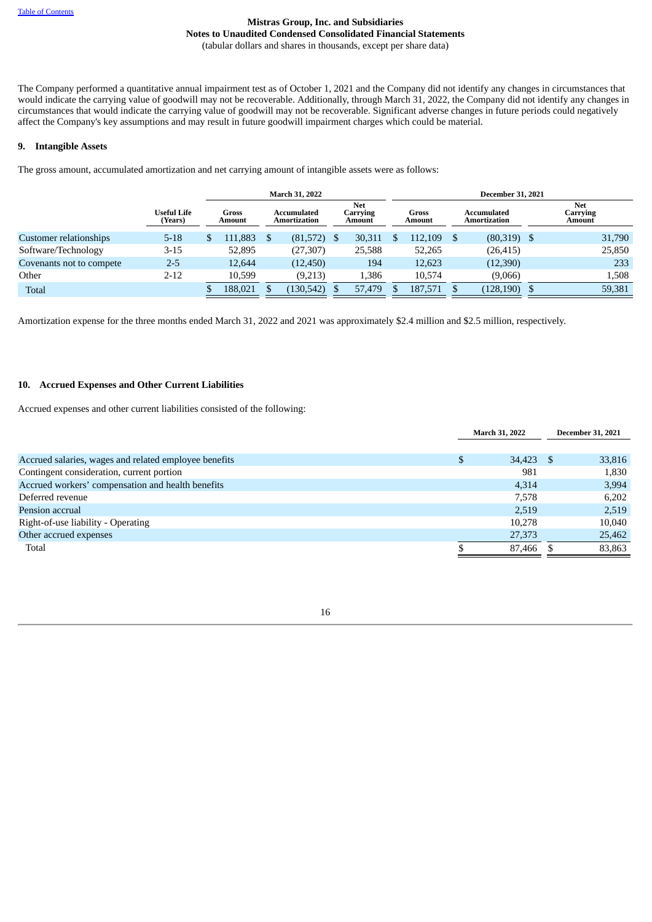The Company performed a quantitative annual impairment test as of October 1, 2021 and the Company did not identify any changes in circumstances that would indicate the carrying value of goodwill may not be recoverable. Additionally, through March 31, 2022, the Company did not identify any changes in circumstances that would indicate the carrying value of goodwill may not be recoverable. Significant adverse changes in future periods could negatively affect the Company's key assumptions and may result in future goodwill impairment charges which could be material.

## 9. Intangible Assets

The gross amount, accumulated amortization and net carrying amount of intangible assets were as follows:

| | | March 31, 2022 | | | December 31, 2021 | | |
|---|---|---|---|---|---|---|---|
| | Useful Life (Years) | Gross Amount | Accumulated Amortization | Net Carrying Amount | Gross Amount | Accumulated Amortization | Net Carrying Amount |
| Customer relationships | 5-18 | $ 111,883 | $ (81,572) | $ 30,311 | $ 112,109 | $ (80,319) | $ 31,790 |
| Software/Technology | 3-15 | 52,895 | (27,307) | 25,588 | 52,265 | (26,415) | 25,850 |
| Covenants not to compete | 2-5 | 12,644 | (12,450) | 194 | 12,623 | (12,390) | 233 |
| Other | 2-12 | 10,599 | (9,213) | 1,386 | 10,574 | (9,066) | 1,508 |
| Total | | $ 188,021 | $ (130,542) | $ 57,479 | $ 187,571 | $ (128,190) | $ 59,381 |

Amortization expense for the three months ended March 31, 2022 and 2021 was approximately $2.4 million and $2.5 million, respectively.

## 10. Accrued Expenses and Other Current Liabilities

Accrued expenses and other current liabilities consisted of the following:

| | March 31, 2022 | December 31, 2021 |
|---|---|---|
| Accrued salaries, wages and related employee benefits | $ 34,423 | $ 33,816 |
| Contingent consideration, current portion | 981 | 1,830 |
| Accrued workers' compensation and health benefits | 4,314 | 3,994 |
| Deferred revenue | 7,578 | 6,202 |
| Pension accrual | 2,519 | 2,519 |
| Right-of-use liability - Operating | 10,278 | 10,040 |
| Other accrued expenses | 27,373 | 25,462 |
| Total | $ 87,466 | $ 83,863 |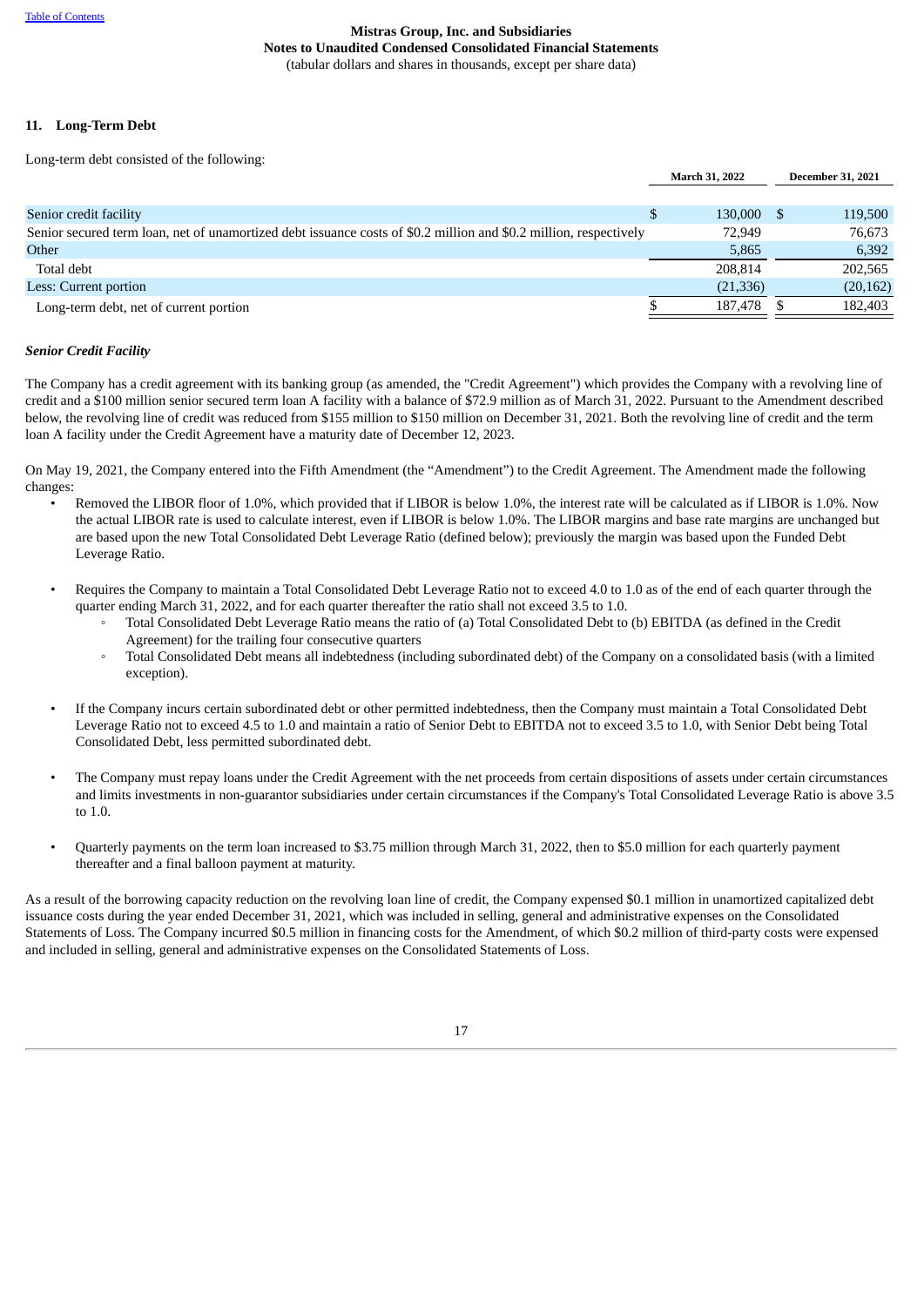Mistras Group, Inc. and Subsidiaries
Notes to Unaudited Condensed Consolidated Financial Statements
(tabular dollars and shares in thousands, except per share data)

## 11. Long-Term Debt

Long-term debt consisted of the following:

| | March 31, 2022 | December 31, 2021 |
|---|---|---|
| Senior credit facility | $ 130,000 | $ 119,500 |
| Senior secured term loan, net of unamortized debt issuance costs of $0.2 million and $0.2 million, respectively | 72,949 | 76,673 |
| Other | 5,865 | 6,392 |
| Total debt | 208,814 | 202,565 |
| Less: Current portion | (21,336) | (20,162) |
| Long-term debt, net of current portion | $ 187,478 | $ 182,403 |

***Senior Credit Facility***

The Company has a credit agreement with its banking group (as amended, the "Credit Agreement") which provides the Company with a revolving line of credit and a $100 million senior secured term loan A facility with a balance of $72.9 million as of March 31, 2022. Pursuant to the Amendment described below, the revolving line of credit was reduced from $155 million to $150 million on December 31, 2021. Both the revolving line of credit and the term loan A facility under the Credit Agreement have a maturity date of December 12, 2023.

On May 19, 2021, the Company entered into the Fifth Amendment (the "Amendment") to the Credit Agreement. The Amendment made the following changes:

- Removed the LIBOR floor of 1.0%, which provided that if LIBOR is below 1.0%, the interest rate will be calculated as if LIBOR is 1.0%. Now the actual LIBOR rate is used to calculate interest, even if LIBOR is below 1.0%. The LIBOR margins and base rate margins are unchanged but are based upon the new Total Consolidated Debt Leverage Ratio (defined below); previously the margin was based upon the Funded Debt Leverage Ratio.

- Requires the Company to maintain a Total Consolidated Debt Leverage Ratio not to exceed 4.0 to 1.0 as of the end of each quarter through the quarter ending March 31, 2022, and for each quarter thereafter the ratio shall not exceed 3.5 to 1.0.
  - Total Consolidated Debt Leverage Ratio means the ratio of (a) Total Consolidated Debt to (b) EBITDA (as defined in the Credit Agreement) for the trailing four consecutive quarters
  - Total Consolidated Debt means all indebtedness (including subordinated debt) of the Company on a consolidated basis (with a limited exception).

- If the Company incurs certain subordinated debt or other permitted indebtedness, then the Company must maintain a Total Consolidated Debt Leverage Ratio not to exceed 4.5 to 1.0 and maintain a ratio of Senior Debt to EBITDA not to exceed 3.5 to 1.0, with Senior Debt being Total Consolidated Debt, less permitted subordinated debt.

- The Company must repay loans under the Credit Agreement with the net proceeds from certain dispositions of assets under certain circumstances and limits investments in non-guarantor subsidiaries under certain circumstances if the Company's Total Consolidated Leverage Ratio is above 3.5 to 1.0.

- Quarterly payments on the term loan increased to $3.75 million through March 31, 2022, then to $5.0 million for each quarterly payment thereafter and a final balloon payment at maturity.

As a result of the borrowing capacity reduction on the revolving loan line of credit, the Company expensed $0.1 million in unamortized capitalized debt issuance costs during the year ended December 31, 2021, which was included in selling, general and administrative expenses on the Consolidated Statements of Loss. The Company incurred $0.5 million in financing costs for the Amendment, of which $0.2 million of third-party costs were expensed and included in selling, general and administrative expenses on the Consolidated Statements of Loss.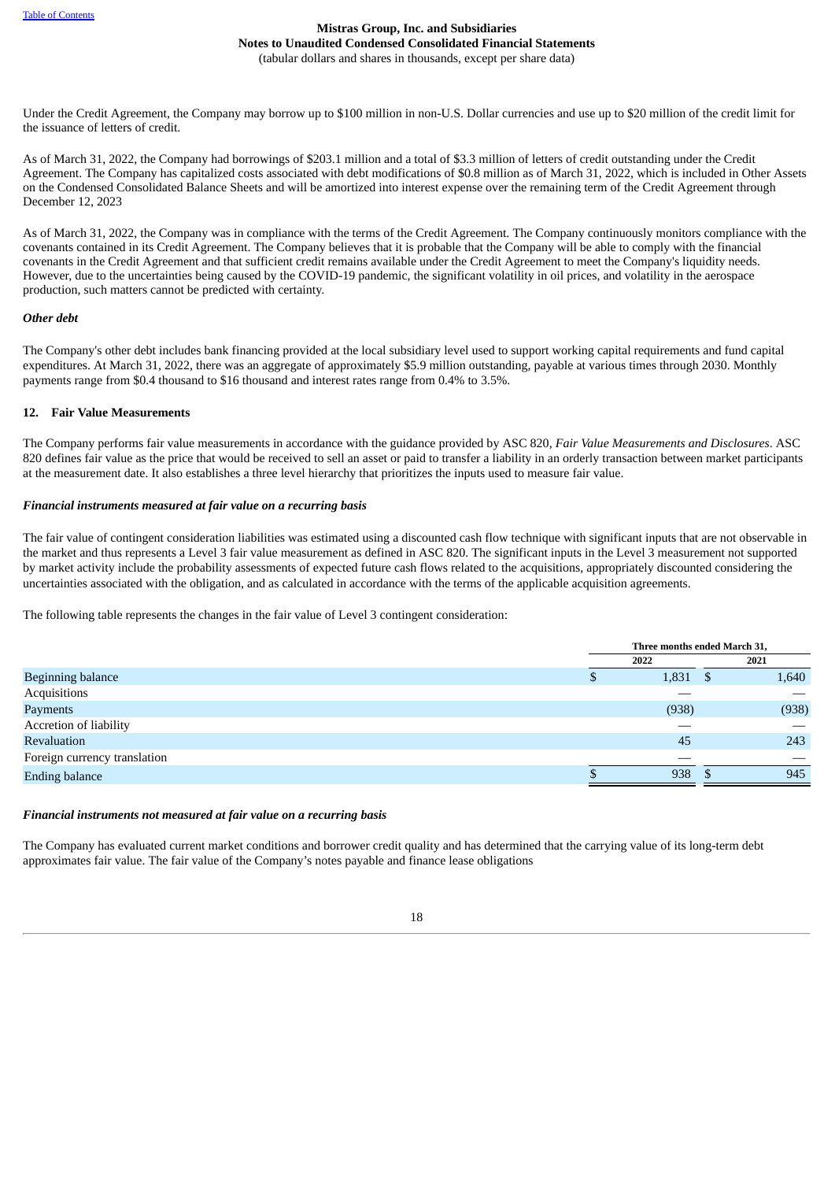Under the Credit Agreement, the Company may borrow up to $100 million in non-U.S. Dollar currencies and use up to $20 million of the credit limit for the issuance of letters of credit.

As of March 31, 2022, the Company had borrowings of $203.1 million and a total of $3.3 million of letters of credit outstanding under the Credit Agreement. The Company has capitalized costs associated with debt modifications of $0.8 million as of March 31, 2022, which is included in Other Assets on the Condensed Consolidated Balance Sheets and will be amortized into interest expense over the remaining term of the Credit Agreement through December 12, 2023

As of March 31, 2022, the Company was in compliance with the terms of the Credit Agreement. The Company continuously monitors compliance with the covenants contained in its Credit Agreement. The Company believes that it is probable that the Company will be able to comply with the financial covenants in the Credit Agreement and that sufficient credit remains available under the Credit Agreement to meet the Company's liquidity needs. However, due to the uncertainties being caused by the COVID-19 pandemic, the significant volatility in oil prices, and volatility in the aerospace production, such matters cannot be predicted with certainty.

***Other debt***

The Company's other debt includes bank financing provided at the local subsidiary level used to support working capital requirements and fund capital expenditures. At March 31, 2022, there was an aggregate of approximately $5.9 million outstanding, payable at various times through 2030. Monthly payments range from $0.4 thousand to $16 thousand and interest rates range from 0.4% to 3.5%.

## 12. Fair Value Measurements

The Company performs fair value measurements in accordance with the guidance provided by ASC 820, *Fair Value Measurements and Disclosures*. ASC 820 defines fair value as the price that would be received to sell an asset or paid to transfer a liability in an orderly transaction between market participants at the measurement date. It also establishes a three level hierarchy that prioritizes the inputs used to measure fair value.

***Financial instruments measured at fair value on a recurring basis***

The fair value of contingent consideration liabilities was estimated using a discounted cash flow technique with significant inputs that are not observable in the market and thus represents a Level 3 fair value measurement as defined in ASC 820. The significant inputs in the Level 3 measurement not supported by market activity include the probability assessments of expected future cash flows related to the acquisitions, appropriately discounted considering the uncertainties associated with the obligation, and as calculated in accordance with the terms of the applicable acquisition agreements.

The following table represents the changes in the fair value of Level 3 contingent consideration:

| | Three months ended March 31, | |
|---|---|---|
| | 2022 | 2021 |
| Beginning balance | $ 1,831 | $ 1,640 |
| Acquisitions | — | — |
| Payments | (938) | (938) |
| Accretion of liability | — | — |
| Revaluation | 45 | 243 |
| Foreign currency translation | — | — |
| Ending balance | $ 938 | $ 945 |

***Financial instruments not measured at fair value on a recurring basis***

The Company has evaluated current market conditions and borrower credit quality and has determined that the carrying value of its long-term debt approximates fair value. The fair value of the Company's notes payable and finance lease obligations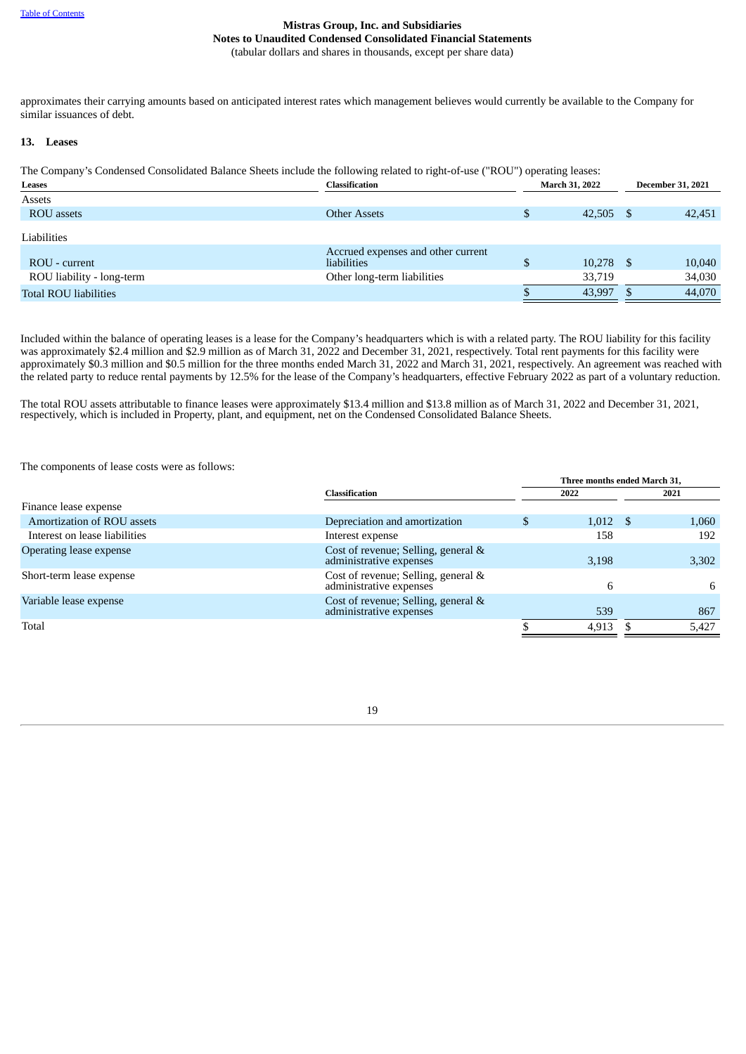approximates their carrying amounts based on anticipated interest rates which management believes would currently be available to the Company for similar issuances of debt.

## 13. Leases

The Company's Condensed Consolidated Balance Sheets include the following related to right-of-use ("ROU") operating leases:

| Leases | Classification | March 31, 2022 | December 31, 2021 |
|---|---|---|---|
| Assets | | | |
| ROU assets | Other Assets | $ 42,505 | $ 42,451 |
| Liabilities | | | |
| ROU - current | Accrued expenses and other current liabilities | $ 10,278 | $ 10,040 |
| ROU liability - long-term | Other long-term liabilities | 33,719 | 34,030 |
| Total ROU liabilities | | $ 43,997 | $ 44,070 |

Included within the balance of operating leases is a lease for the Company's headquarters which is with a related party. The ROU liability for this facility was approximately \$2.4 million and \$2.9 million as of March 31, 2022 and December 31, 2021, respectively. Total rent payments for this facility were approximately \$0.3 million and \$0.5 million for the three months ended March 31, 2022 and March 31, 2021, respectively. An agreement was reached with the related party to reduce rental payments by 12.5% for the lease of the Company's headquarters, effective February 2022 as part of a voluntary reduction.

The total ROU assets attributable to finance leases were approximately \$13.4 million and \$13.8 million as of March 31, 2022 and December 31, 2021, respectively, which is included in Property, plant, and equipment, net on the Condensed Consolidated Balance Sheets.

The components of lease costs were as follows:

| | Classification | Three months ended March 31, 2022 | Three months ended March 31, 2021 |
|---|---|---|---|
| Finance lease expense | | | |
| Amortization of ROU assets | Depreciation and amortization | $ 1,012 | $ 1,060 |
| Interest on lease liabilities | Interest expense | 158 | 192 |
| Operating lease expense | Cost of revenue; Selling, general & administrative expenses | 3,198 | 3,302 |
| Short-term lease expense | Cost of revenue; Selling, general & administrative expenses | 6 | 6 |
| Variable lease expense | Cost of revenue; Selling, general & administrative expenses | 539 | 867 |
| Total | | $ 4,913 | $ 5,427 |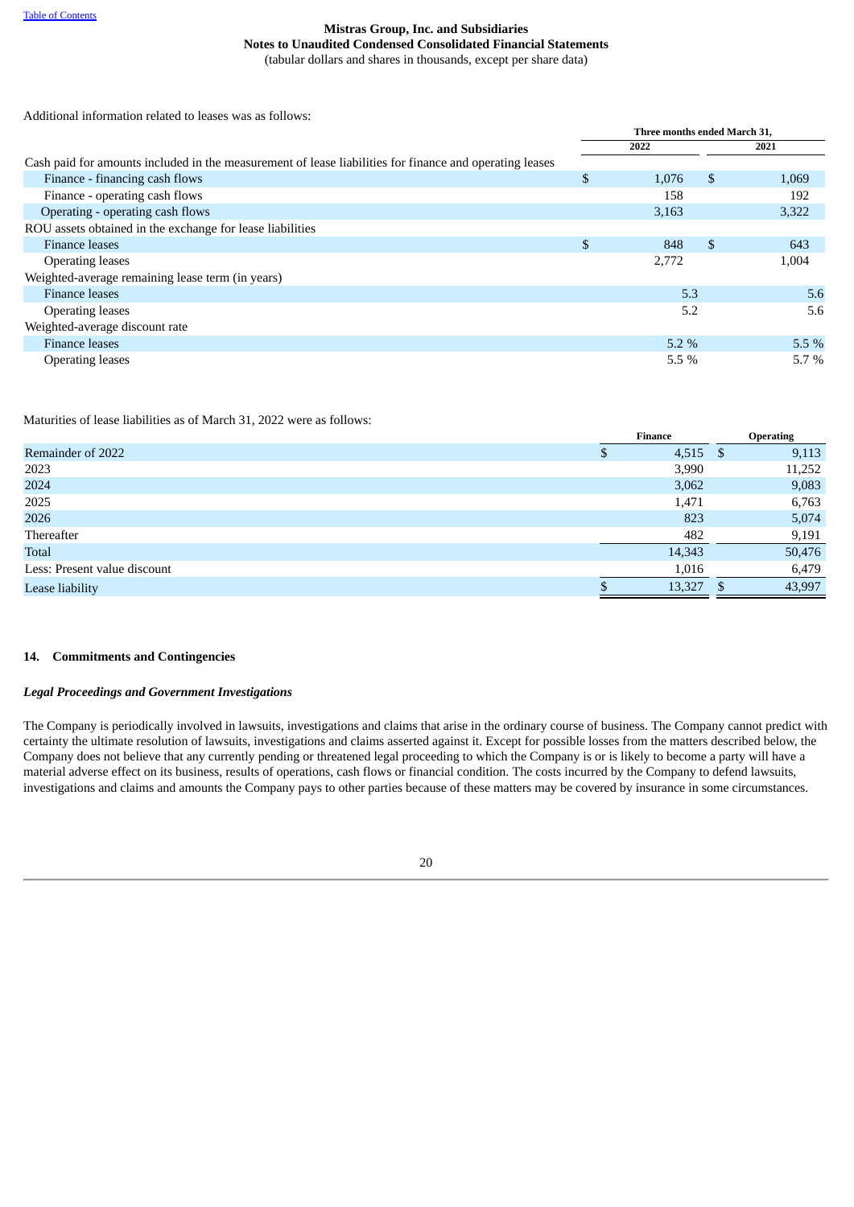Additional information related to leases was as follows:

| | Three months ended March 31, | |
|---|---|---|
| | 2022 | 2021 |
| Cash paid for amounts included in the measurement of lease liabilities for finance and operating leases | | |
| Finance - financing cash flows | $ 1,076 | $ 1,069 |
| Finance - operating cash flows | 158 | 192 |
| Operating - operating cash flows | 3,163 | 3,322 |
| ROU assets obtained in the exchange for lease liabilities | | |
| Finance leases | $ 848 | $ 643 |
| Operating leases | 2,772 | 1,004 |
| Weighted-average remaining lease term (in years) | | |
| Finance leases | 5.3 | 5.6 |
| Operating leases | 5.2 | 5.6 |
| Weighted-average discount rate | | |
| Finance leases | 5.2 % | 5.5 % |
| Operating leases | 5.5 % | 5.7 % |

Maturities of lease liabilities as of March 31, 2022 were as follows:

| | Finance | Operating |
|---|---|---|
| Remainder of 2022 | $ 4,515 | $ 9,113 |
| 2023 | 3,990 | 11,252 |
| 2024 | 3,062 | 9,083 |
| 2025 | 1,471 | 6,763 |
| 2026 | 823 | 5,074 |
| Thereafter | 482 | 9,191 |
| Total | 14,343 | 50,476 |
| Less: Present value discount | 1,016 | 6,479 |
| Lease liability | $ 13,327 | $ 43,997 |

## 14. Commitments and Contingencies

***Legal Proceedings and Government Investigations***

The Company is periodically involved in lawsuits, investigations and claims that arise in the ordinary course of business. The Company cannot predict with certainty the ultimate resolution of lawsuits, investigations and claims asserted against it. Except for possible losses from the matters described below, the Company does not believe that any currently pending or threatened legal proceeding to which the Company is or is likely to become a party will have a material adverse effect on its business, results of operations, cash flows or financial condition. The costs incurred by the Company to defend lawsuits, investigations and claims and amounts the Company pays to other parties because of these matters may be covered by insurance in some circumstances.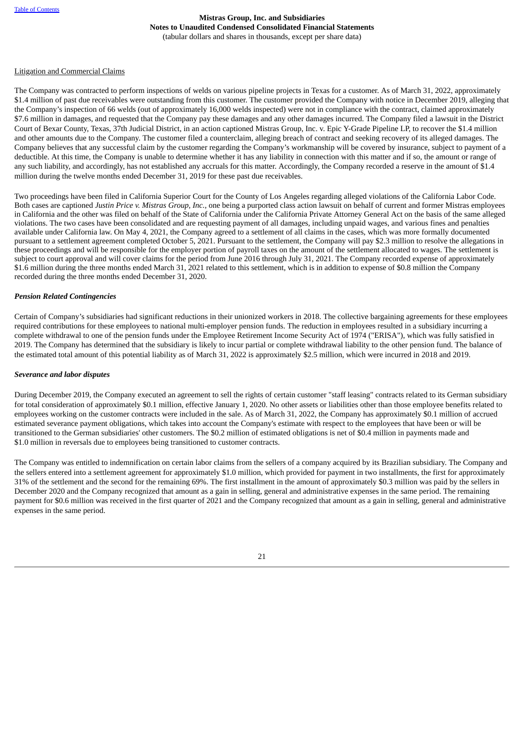Litigation and Commercial Claims

The Company was contracted to perform inspections of welds on various pipeline projects in Texas for a customer. As of March 31, 2022, approximately $1.4 million of past due receivables were outstanding from this customer. The customer provided the Company with notice in December 2019, alleging that the Company's inspection of 66 welds (out of approximately 16,000 welds inspected) were not in compliance with the contract, claimed approximately $7.6 million in damages, and requested that the Company pay these damages and any other damages incurred. The Company filed a lawsuit in the District Court of Bexar County, Texas, 37th Judicial District, in an action captioned Mistras Group, Inc. v. Epic Y-Grade Pipeline LP, to recover the $1.4 million and other amounts due to the Company. The customer filed a counterclaim, alleging breach of contract and seeking recovery of its alleged damages. The Company believes that any successful claim by the customer regarding the Company's workmanship will be covered by insurance, subject to payment of a deductible. At this time, the Company is unable to determine whether it has any liability in connection with this matter and if so, the amount or range of any such liability, and accordingly, has not established any accruals for this matter. Accordingly, the Company recorded a reserve in the amount of $1.4 million during the twelve months ended December 31, 2019 for these past due receivables.

Two proceedings have been filed in California Superior Court for the County of Los Angeles regarding alleged violations of the California Labor Code. Both cases are captioned *Justin Price v. Mistras Group, Inc.*, one being a purported class action lawsuit on behalf of current and former Mistras employees in California and the other was filed on behalf of the State of California under the California Private Attorney General Act on the basis of the same alleged violations. The two cases have been consolidated and are requesting payment of all damages, including unpaid wages, and various fines and penalties available under California law. On May 4, 2021, the Company agreed to a settlement of all claims in the cases, which was more formally documented pursuant to a settlement agreement completed October 5, 2021. Pursuant to the settlement, the Company will pay $2.3 million to resolve the allegations in these proceedings and will be responsible for the employer portion of payroll taxes on the amount of the settlement allocated to wages. The settlement is subject to court approval and will cover claims for the period from June 2016 through July 31, 2021. The Company recorded expense of approximately $1.6 million during the three months ended March 31, 2021 related to this settlement, which is in addition to expense of $0.8 million the Company recorded during the three months ended December 31, 2020.

***Pension Related Contingencies***

Certain of Company's subsidiaries had significant reductions in their unionized workers in 2018. The collective bargaining agreements for these employees required contributions for these employees to national multi-employer pension funds. The reduction in employees resulted in a subsidiary incurring a complete withdrawal to one of the pension funds under the Employee Retirement Income Security Act of 1974 ("ERISA"), which was fully satisfied in 2019. The Company has determined that the subsidiary is likely to incur partial or complete withdrawal liability to the other pension fund. The balance of the estimated total amount of this potential liability as of March 31, 2022 is approximately $2.5 million, which were incurred in 2018 and 2019.

***Severance and labor disputes***

During December 2019, the Company executed an agreement to sell the rights of certain customer "staff leasing" contracts related to its German subsidiary for total consideration of approximately $0.1 million, effective January 1, 2020. No other assets or liabilities other than those employee benefits related to employees working on the customer contracts were included in the sale. As of March 31, 2022, the Company has approximately $0.1 million of accrued estimated severance payment obligations, which takes into account the Company's estimate with respect to the employees that have been or will be transitioned to the German subsidiaries' other customers. The $0.2 million of estimated obligations is net of $0.4 million in payments made and $1.0 million in reversals due to employees being transitioned to customer contracts.

The Company was entitled to indemnification on certain labor claims from the sellers of a company acquired by its Brazilian subsidiary. The Company and the sellers entered into a settlement agreement for approximately $1.0 million, which provided for payment in two installments, the first for approximately 31% of the settlement and the second for the remaining 69%. The first installment in the amount of approximately $0.3 million was paid by the sellers in December 2020 and the Company recognized that amount as a gain in selling, general and administrative expenses in the same period. The remaining payment for $0.6 million was received in the first quarter of 2021 and the Company recognized that amount as a gain in selling, general and administrative expenses in the same period.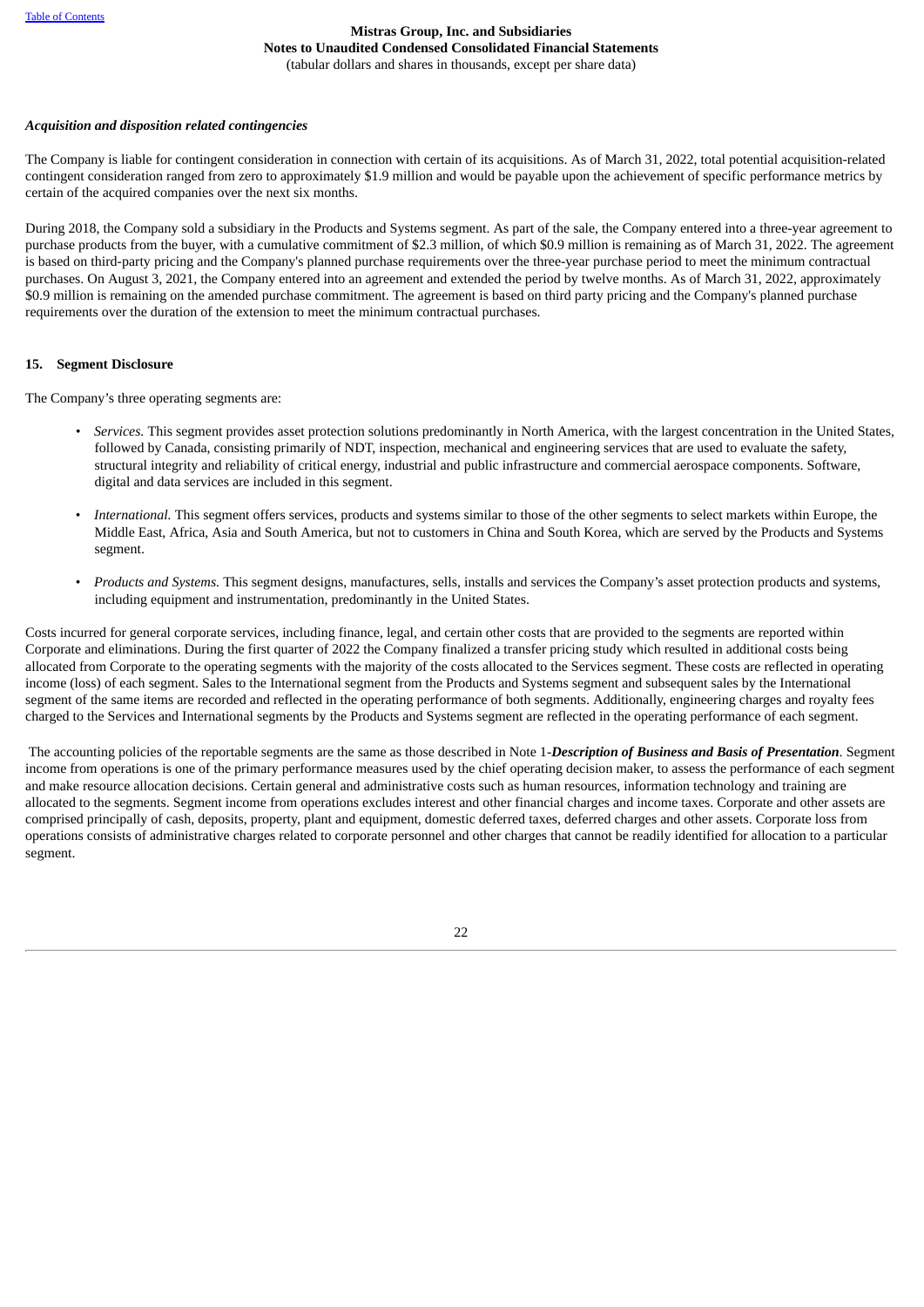***Acquisition and disposition related contingencies***

The Company is liable for contingent consideration in connection with certain of its acquisitions. As of March 31, 2022, total potential acquisition-related contingent consideration ranged from zero to approximately $1.9 million and would be payable upon the achievement of specific performance metrics by certain of the acquired companies over the next six months.

During 2018, the Company sold a subsidiary in the Products and Systems segment. As part of the sale, the Company entered into a three-year agreement to purchase products from the buyer, with a cumulative commitment of $2.3 million, of which $0.9 million is remaining as of March 31, 2022. The agreement is based on third-party pricing and the Company's planned purchase requirements over the three-year purchase period to meet the minimum contractual purchases. On August 3, 2021, the Company entered into an agreement and extended the period by twelve months. As of March 31, 2022, approximately $0.9 million is remaining on the amended purchase commitment. The agreement is based on third party pricing and the Company's planned purchase requirements over the duration of the extension to meet the minimum contractual purchases.

## 15. Segment Disclosure

The Company's three operating segments are:

- *Services.* This segment provides asset protection solutions predominantly in North America, with the largest concentration in the United States, followed by Canada, consisting primarily of NDT, inspection, mechanical and engineering services that are used to evaluate the safety, structural integrity and reliability of critical energy, industrial and public infrastructure and commercial aerospace components. Software, digital and data services are included in this segment.

- *International.* This segment offers services, products and systems similar to those of the other segments to select markets within Europe, the Middle East, Africa, Asia and South America, but not to customers in China and South Korea, which are served by the Products and Systems segment.

- *Products and Systems.* This segment designs, manufactures, sells, installs and services the Company's asset protection products and systems, including equipment and instrumentation, predominantly in the United States.

Costs incurred for general corporate services, including finance, legal, and certain other costs that are provided to the segments are reported within Corporate and eliminations. During the first quarter of 2022 the Company finalized a transfer pricing study which resulted in additional costs being allocated from Corporate to the operating segments with the majority of the costs allocated to the Services segment. These costs are reflected in operating income (loss) of each segment. Sales to the International segment from the Products and Systems segment and subsequent sales by the International segment of the same items are recorded and reflected in the operating performance of both segments. Additionally, engineering charges and royalty fees charged to the Services and International segments by the Products and Systems segment are reflected in the operating performance of each segment.

The accounting policies of the reportable segments are the same as those described in Note 1-***Description of Business and Basis of Presentation***. Segment income from operations is one of the primary performance measures used by the chief operating decision maker, to assess the performance of each segment and make resource allocation decisions. Certain general and administrative costs such as human resources, information technology and training are allocated to the segments. Segment income from operations excludes interest and other financial charges and income taxes. Corporate and other assets are comprised principally of cash, deposits, property, plant and equipment, domestic deferred taxes, deferred charges and other assets. Corporate loss from operations consists of administrative charges related to corporate personnel and other charges that cannot be readily identified for allocation to a particular segment.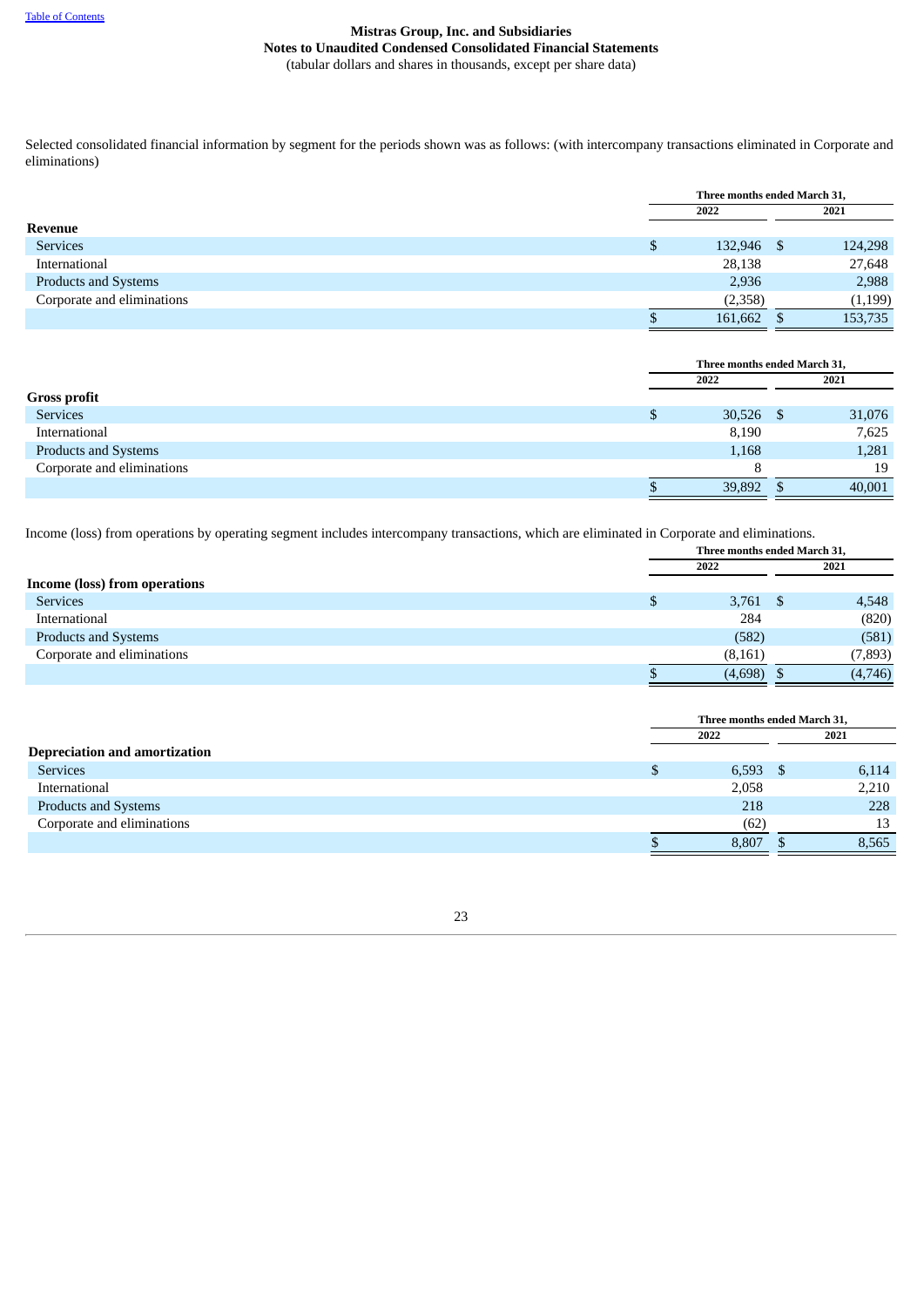Mistras Group, Inc. and Subsidiaries
Notes to Unaudited Condensed Consolidated Financial Statements
(tabular dollars and shares in thousands, except per share data)

Selected consolidated financial information by segment for the periods shown was as follows: (with intercompany transactions eliminated in Corporate and eliminations)

| | Three months ended March 31, | |
|---|---|---|
| | 2022 | 2021 |
| **Revenue** | | |
| Services | $ 132,946 | $ 124,298 |
| International | 28,138 | 27,648 |
| Products and Systems | 2,936 | 2,988 |
| Corporate and eliminations | (2,358) | (1,199) |
| | $ 161,662 | $ 153,735 |

| | Three months ended March 31, | |
|---|---|---|
| | 2022 | 2021 |
| **Gross profit** | | |
| Services | $ 30,526 | $ 31,076 |
| International | 8,190 | 7,625 |
| Products and Systems | 1,168 | 1,281 |
| Corporate and eliminations | 8 | 19 |
| | $ 39,892 | $ 40,001 |

Income (loss) from operations by operating segment includes intercompany transactions, which are eliminated in Corporate and eliminations.

| | Three months ended March 31, | |
|---|---|---|
| | 2022 | 2021 |
| **Income (loss) from operations** | | |
| Services | $ 3,761 | $ 4,548 |
| International | 284 | (820) |
| Products and Systems | (582) | (581) |
| Corporate and eliminations | (8,161) | (7,893) |
| | $ (4,698) | $ (4,746) |

| | Three months ended March 31, | |
|---|---|---|
| | 2022 | 2021 |
| **Depreciation and amortization** | | |
| Services | $ 6,593 | $ 6,114 |
| International | 2,058 | 2,210 |
| Products and Systems | 218 | 228 |
| Corporate and eliminations | (62) | 13 |
| | $ 8,807 | $ 8,565 |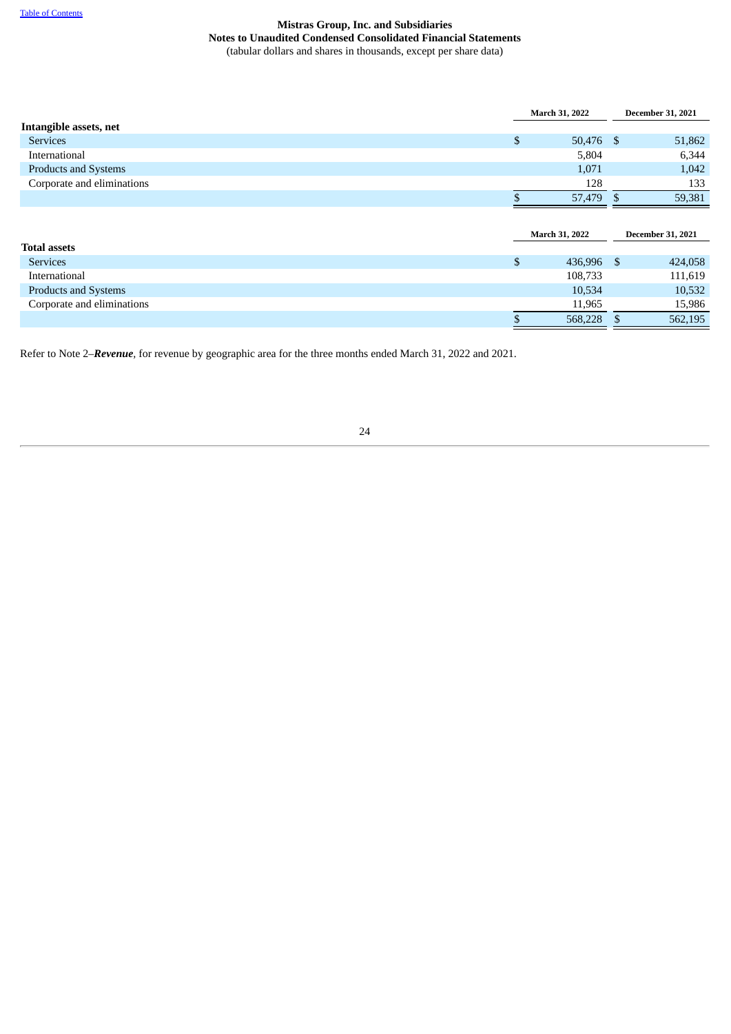|  | March 31, 2022 | December 31, 2021 |
|---|---|---|
| **Intangible assets, net** |  |  |
| Services | $ 50,476 | $ 51,862 |
| International | 5,804 | 6,344 |
| Products and Systems | 1,071 | 1,042 |
| Corporate and eliminations | 128 | 133 |
|  | $ 57,479 | $ 59,381 |

|  | March 31, 2022 | December 31, 2021 |
|---|---|---|
| **Total assets** |  |  |
| Services | $ 436,996 | $ 424,058 |
| International | 108,733 | 111,619 |
| Products and Systems | 10,534 | 10,532 |
| Corporate and eliminations | 11,965 | 15,986 |
|  | $ 568,228 | $ 562,195 |

Refer to Note 2–***Revenue***, for revenue by geographic area for the three months ended March 31, 2022 and 2021.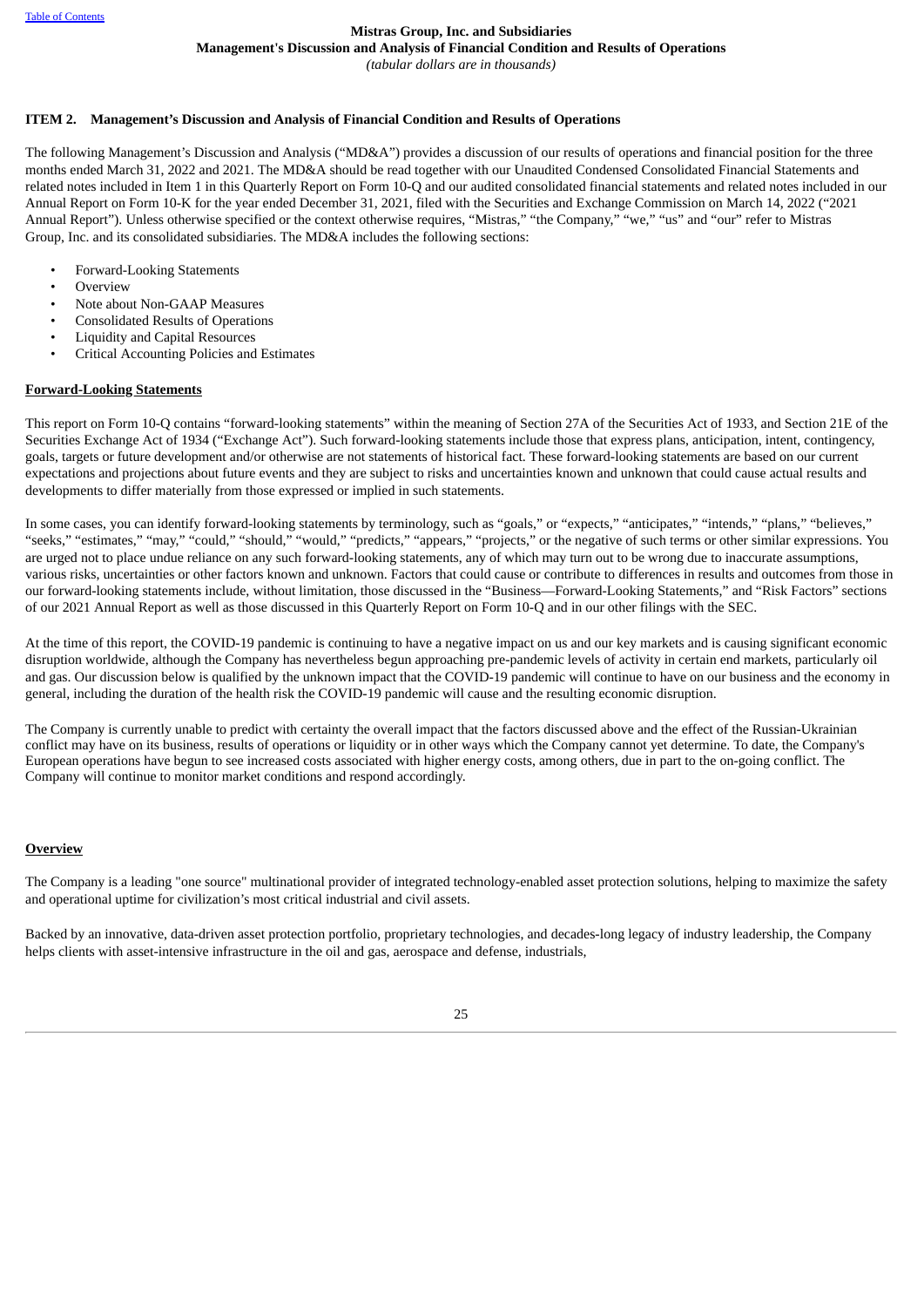### ITEM 2. Management's Discussion and Analysis of Financial Condition and Results of Operations

The following Management's Discussion and Analysis ("MD&A") provides a discussion of our results of operations and financial position for the three months ended March 31, 2022 and 2021. The MD&A should be read together with our Unaudited Condensed Consolidated Financial Statements and related notes included in Item 1 in this Quarterly Report on Form 10-Q and our audited consolidated financial statements and related notes included in our Annual Report on Form 10-K for the year ended December 31, 2021, filed with the Securities and Exchange Commission on March 14, 2022 ("2021 Annual Report"). Unless otherwise specified or the context otherwise requires, "Mistras," "the Company," "we," "us" and "our" refer to Mistras Group, Inc. and its consolidated subsidiaries. The MD&A includes the following sections:

- Forward-Looking Statements
- Overview
- Note about Non-GAAP Measures
- Consolidated Results of Operations
- Liquidity and Capital Resources
- Critical Accounting Policies and Estimates

**Forward-Looking Statements**

This report on Form 10-Q contains "forward-looking statements" within the meaning of Section 27A of the Securities Act of 1933, and Section 21E of the Securities Exchange Act of 1934 ("Exchange Act"). Such forward-looking statements include those that express plans, anticipation, intent, contingency, goals, targets or future development and/or otherwise are not statements of historical fact. These forward-looking statements are based on our current expectations and projections about future events and they are subject to risks and uncertainties known and unknown that could cause actual results and developments to differ materially from those expressed or implied in such statements.

In some cases, you can identify forward-looking statements by terminology, such as "goals," or "expects," "anticipates," "intends," "plans," "believes," "seeks," "estimates," "may," "could," "should," "would," "predicts," "appears," "projects," or the negative of such terms or other similar expressions. You are urged not to place undue reliance on any such forward-looking statements, any of which may turn out to be wrong due to inaccurate assumptions, various risks, uncertainties or other factors known and unknown. Factors that could cause or contribute to differences in results and outcomes from those in our forward-looking statements include, without limitation, those discussed in the "Business—Forward-Looking Statements," and "Risk Factors" sections of our 2021 Annual Report as well as those discussed in this Quarterly Report on Form 10-Q and in our other filings with the SEC.

At the time of this report, the COVID-19 pandemic is continuing to have a negative impact on us and our key markets and is causing significant economic disruption worldwide, although the Company has nevertheless begun approaching pre-pandemic levels of activity in certain end markets, particularly oil and gas. Our discussion below is qualified by the unknown impact that the COVID-19 pandemic will continue to have on our business and the economy in general, including the duration of the health risk the COVID-19 pandemic will cause and the resulting economic disruption.

The Company is currently unable to predict with certainty the overall impact that the factors discussed above and the effect of the Russian-Ukrainian conflict may have on its business, results of operations or liquidity or in other ways which the Company cannot yet determine. To date, the Company's European operations have begun to see increased costs associated with higher energy costs, among others, due in part to the on-going conflict. The Company will continue to monitor market conditions and respond accordingly.

**Overview**

The Company is a leading "one source" multinational provider of integrated technology-enabled asset protection solutions, helping to maximize the safety and operational uptime for civilization's most critical industrial and civil assets.

Backed by an innovative, data-driven asset protection portfolio, proprietary technologies, and decades-long legacy of industry leadership, the Company helps clients with asset-intensive infrastructure in the oil and gas, aerospace and defense, industrials,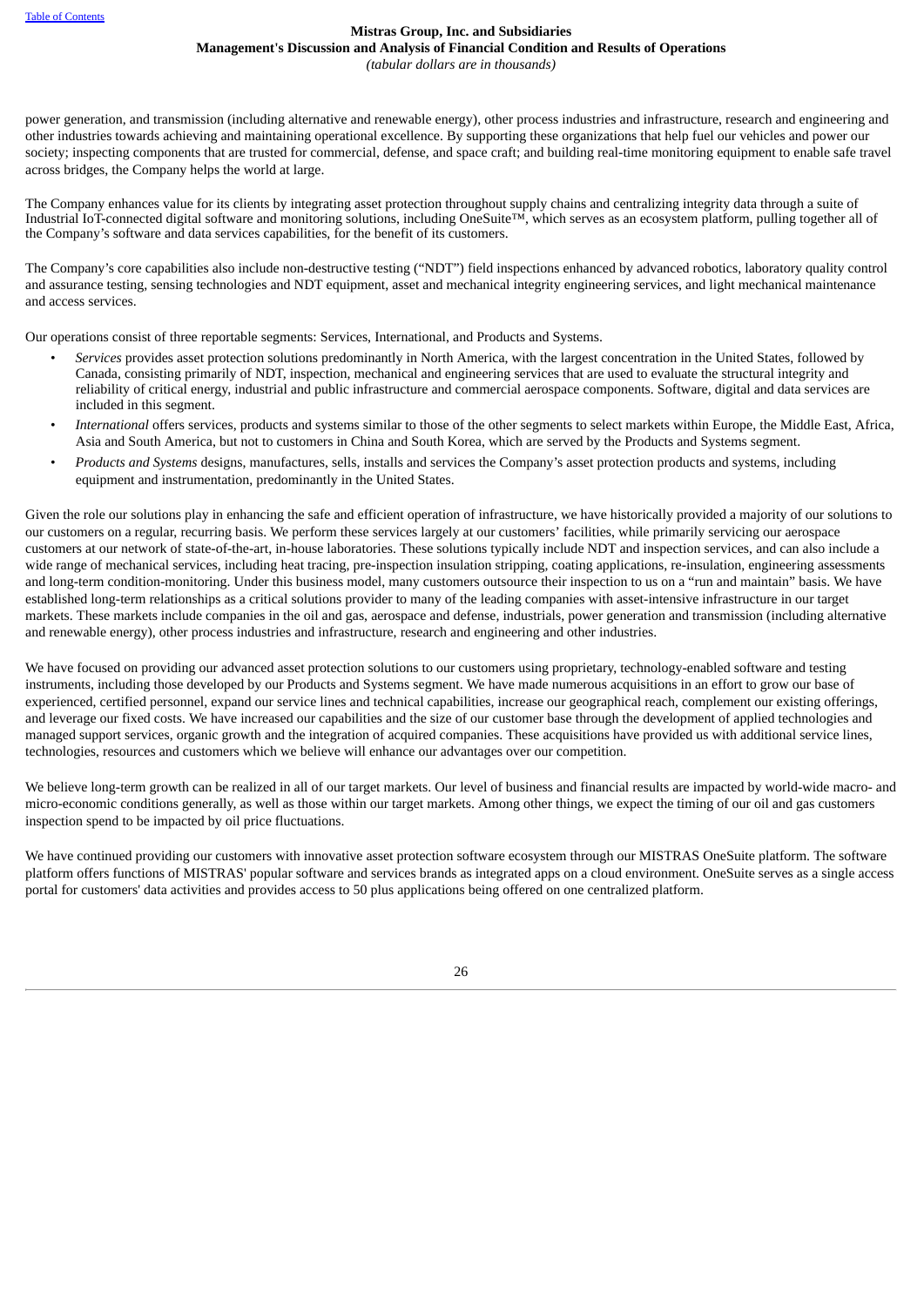power generation, and transmission (including alternative and renewable energy), other process industries and infrastructure, research and engineering and other industries towards achieving and maintaining operational excellence. By supporting these organizations that help fuel our vehicles and power our society; inspecting components that are trusted for commercial, defense, and space craft; and building real-time monitoring equipment to enable safe travel across bridges, the Company helps the world at large.

The Company enhances value for its clients by integrating asset protection throughout supply chains and centralizing integrity data through a suite of Industrial IoT-connected digital software and monitoring solutions, including OneSuite™, which serves as an ecosystem platform, pulling together all of the Company's software and data services capabilities, for the benefit of its customers.

The Company's core capabilities also include non-destructive testing ("NDT") field inspections enhanced by advanced robotics, laboratory quality control and assurance testing, sensing technologies and NDT equipment, asset and mechanical integrity engineering services, and light mechanical maintenance and access services.

Our operations consist of three reportable segments: Services, International, and Products and Systems.

- *Services* provides asset protection solutions predominantly in North America, with the largest concentration in the United States, followed by Canada, consisting primarily of NDT, inspection, mechanical and engineering services that are used to evaluate the structural integrity and reliability of critical energy, industrial and public infrastructure and commercial aerospace components. Software, digital and data services are included in this segment.
- *International* offers services, products and systems similar to those of the other segments to select markets within Europe, the Middle East, Africa, Asia and South America, but not to customers in China and South Korea, which are served by the Products and Systems segment.
- *Products and Systems* designs, manufactures, sells, installs and services the Company's asset protection products and systems, including equipment and instrumentation, predominantly in the United States.

Given the role our solutions play in enhancing the safe and efficient operation of infrastructure, we have historically provided a majority of our solutions to our customers on a regular, recurring basis. We perform these services largely at our customers' facilities, while primarily servicing our aerospace customers at our network of state-of-the-art, in-house laboratories. These solutions typically include NDT and inspection services, and can also include a wide range of mechanical services, including heat tracing, pre-inspection insulation stripping, coating applications, re-insulation, engineering assessments and long-term condition-monitoring. Under this business model, many customers outsource their inspection to us on a "run and maintain" basis. We have established long-term relationships as a critical solutions provider to many of the leading companies with asset-intensive infrastructure in our target markets. These markets include companies in the oil and gas, aerospace and defense, industrials, power generation and transmission (including alternative and renewable energy), other process industries and infrastructure, research and engineering and other industries.

We have focused on providing our advanced asset protection solutions to our customers using proprietary, technology-enabled software and testing instruments, including those developed by our Products and Systems segment. We have made numerous acquisitions in an effort to grow our base of experienced, certified personnel, expand our service lines and technical capabilities, increase our geographical reach, complement our existing offerings, and leverage our fixed costs. We have increased our capabilities and the size of our customer base through the development of applied technologies and managed support services, organic growth and the integration of acquired companies. These acquisitions have provided us with additional service lines, technologies, resources and customers which we believe will enhance our advantages over our competition.

We believe long-term growth can be realized in all of our target markets. Our level of business and financial results are impacted by world-wide macro- and micro-economic conditions generally, as well as those within our target markets. Among other things, we expect the timing of our oil and gas customers inspection spend to be impacted by oil price fluctuations.

We have continued providing our customers with innovative asset protection software ecosystem through our MISTRAS OneSuite platform. The software platform offers functions of MISTRAS' popular software and services brands as integrated apps on a cloud environment. OneSuite serves as a single access portal for customers' data activities and provides access to 50 plus applications being offered on one centralized platform.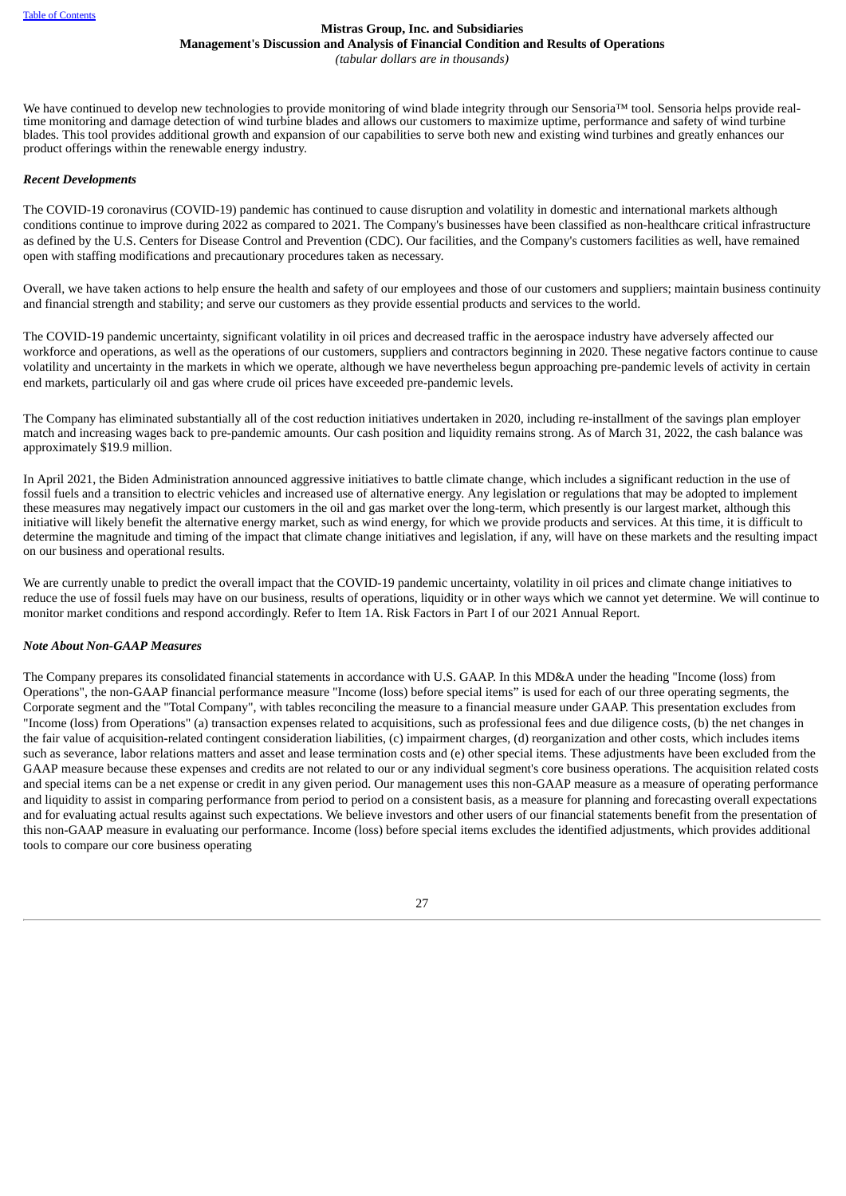We have continued to develop new technologies to provide monitoring of wind blade integrity through our Sensoria™ tool. Sensoria helps provide real-time monitoring and damage detection of wind turbine blades and allows our customers to maximize uptime, performance and safety of wind turbine blades. This tool provides additional growth and expansion of our capabilities to serve both new and existing wind turbines and greatly enhances our product offerings within the renewable energy industry.

***Recent Developments***

The COVID-19 coronavirus (COVID-19) pandemic has continued to cause disruption and volatility in domestic and international markets although conditions continue to improve during 2022 as compared to 2021. The Company's businesses have been classified as non-healthcare critical infrastructure as defined by the U.S. Centers for Disease Control and Prevention (CDC). Our facilities, and the Company's customers facilities as well, have remained open with staffing modifications and precautionary procedures taken as necessary.

Overall, we have taken actions to help ensure the health and safety of our employees and those of our customers and suppliers; maintain business continuity and financial strength and stability; and serve our customers as they provide essential products and services to the world.

The COVID-19 pandemic uncertainty, significant volatility in oil prices and decreased traffic in the aerospace industry have adversely affected our workforce and operations, as well as the operations of our customers, suppliers and contractors beginning in 2020. These negative factors continue to cause volatility and uncertainty in the markets in which we operate, although we have nevertheless begun approaching pre-pandemic levels of activity in certain end markets, particularly oil and gas where crude oil prices have exceeded pre-pandemic levels.

The Company has eliminated substantially all of the cost reduction initiatives undertaken in 2020, including re-installment of the savings plan employer match and increasing wages back to pre-pandemic amounts. Our cash position and liquidity remains strong. As of March 31, 2022, the cash balance was approximately $19.9 million.

In April 2021, the Biden Administration announced aggressive initiatives to battle climate change, which includes a significant reduction in the use of fossil fuels and a transition to electric vehicles and increased use of alternative energy. Any legislation or regulations that may be adopted to implement these measures may negatively impact our customers in the oil and gas market over the long-term, which presently is our largest market, although this initiative will likely benefit the alternative energy market, such as wind energy, for which we provide products and services. At this time, it is difficult to determine the magnitude and timing of the impact that climate change initiatives and legislation, if any, will have on these markets and the resulting impact on our business and operational results.

We are currently unable to predict the overall impact that the COVID-19 pandemic uncertainty, volatility in oil prices and climate change initiatives to reduce the use of fossil fuels may have on our business, results of operations, liquidity or in other ways which we cannot yet determine. We will continue to monitor market conditions and respond accordingly. Refer to Item 1A. Risk Factors in Part I of our 2021 Annual Report.

***Note About Non-GAAP Measures***

The Company prepares its consolidated financial statements in accordance with U.S. GAAP. In this MD&A under the heading "Income (loss) from Operations", the non-GAAP financial performance measure "Income (loss) before special items" is used for each of our three operating segments, the Corporate segment and the "Total Company", with tables reconciling the measure to a financial measure under GAAP. This presentation excludes from "Income (loss) from Operations" (a) transaction expenses related to acquisitions, such as professional fees and due diligence costs, (b) the net changes in the fair value of acquisition-related contingent consideration liabilities, (c) impairment charges, (d) reorganization and other costs, which includes items such as severance, labor relations matters and asset and lease termination costs and (e) other special items. These adjustments have been excluded from the GAAP measure because these expenses and credits are not related to our or any individual segment's core business operations. The acquisition related costs and special items can be a net expense or credit in any given period. Our management uses this non-GAAP measure as a measure of operating performance and liquidity to assist in comparing performance from period to period on a consistent basis, as a measure for planning and forecasting overall expectations and for evaluating actual results against such expectations. We believe investors and other users of our financial statements benefit from the presentation of this non-GAAP measure in evaluating our performance. Income (loss) before special items excludes the identified adjustments, which provides additional tools to compare our core business operating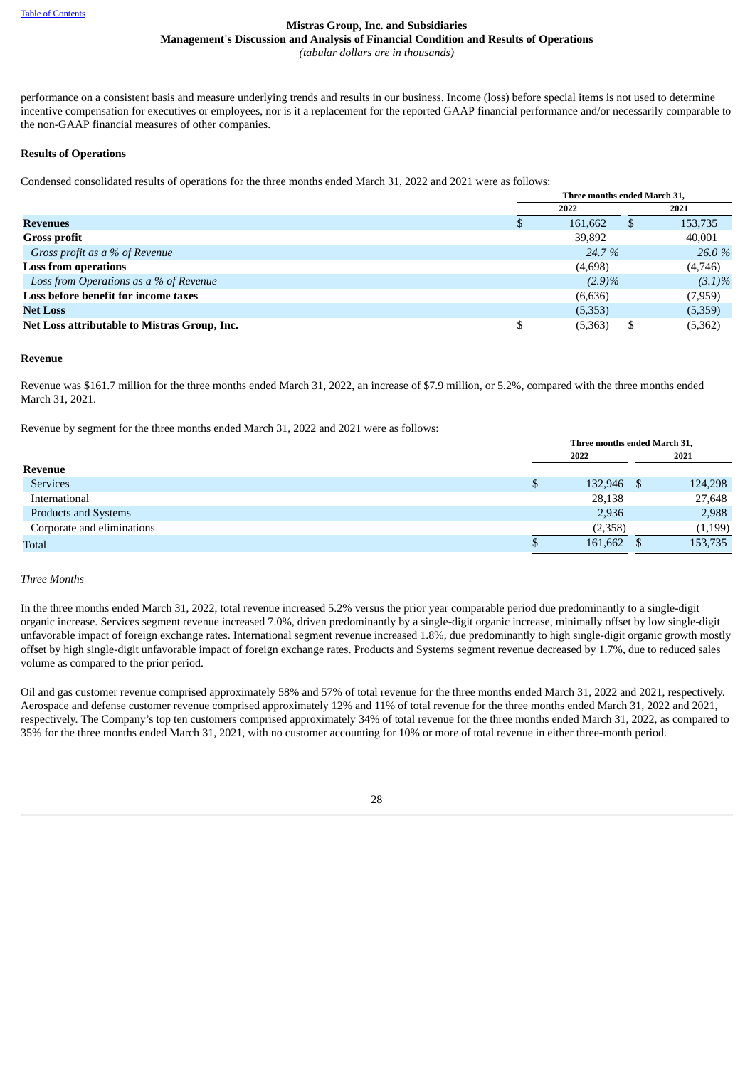performance on a consistent basis and measure underlying trends and results in our business. Income (loss) before special items is not used to determine incentive compensation for executives or employees, nor is it a replacement for the reported GAAP financial performance and/or necessarily comparable to the non-GAAP financial measures of other companies.

**Results of Operations**

Condensed consolidated results of operations for the three months ended March 31, 2022 and 2021 were as follows:

| | Three months ended March 31, | |
|---|---|---|
| | 2022 | 2021 |
| **Revenues** | $ 161,662 | $ 153,735 |
| **Gross profit** | 39,892 | 40,001 |
| *Gross profit as a % of Revenue* | *24.7 %* | *26.0 %* |
| **Loss from operations** | (4,698) | (4,746) |
| *Loss from Operations as a % of Revenue* | *(2.9)%* | *(3.1)%* |
| **Loss before benefit for income taxes** | (6,636) | (7,959) |
| **Net Loss** | (5,353) | (5,359) |
| **Net Loss attributable to Mistras Group, Inc.** | $ (5,363) | $ (5,362) |

**Revenue**

Revenue was $161.7 million for the three months ended March 31, 2022, an increase of $7.9 million, or 5.2%, compared with the three months ended March 31, 2021.

Revenue by segment for the three months ended March 31, 2022 and 2021 were as follows:

| | Three months ended March 31, | |
|---|---|---|
| | 2022 | 2021 |
| **Revenue** | | |
| Services | $ 132,946 | $ 124,298 |
| International | 28,138 | 27,648 |
| Products and Systems | 2,936 | 2,988 |
| Corporate and eliminations | (2,358) | (1,199) |
| Total | $ 161,662 | $ 153,735 |

*Three Months*

In the three months ended March 31, 2022, total revenue increased 5.2% versus the prior year comparable period due predominantly to a single-digit organic increase. Services segment revenue increased 7.0%, driven predominantly by a single-digit organic increase, minimally offset by low single-digit unfavorable impact of foreign exchange rates. International segment revenue increased 1.8%, due predominantly to high single-digit organic growth mostly offset by high single-digit unfavorable impact of foreign exchange rates. Products and Systems segment revenue decreased by 1.7%, due to reduced sales volume as compared to the prior period.

Oil and gas customer revenue comprised approximately 58% and 57% of total revenue for the three months ended March 31, 2022 and 2021, respectively. Aerospace and defense customer revenue comprised approximately 12% and 11% of total revenue for the three months ended March 31, 2022 and 2021, respectively. The Company's top ten customers comprised approximately 34% of total revenue for the three months ended March 31, 2022, as compared to 35% for the three months ended March 31, 2021, with no customer accounting for 10% or more of total revenue in either three-month period.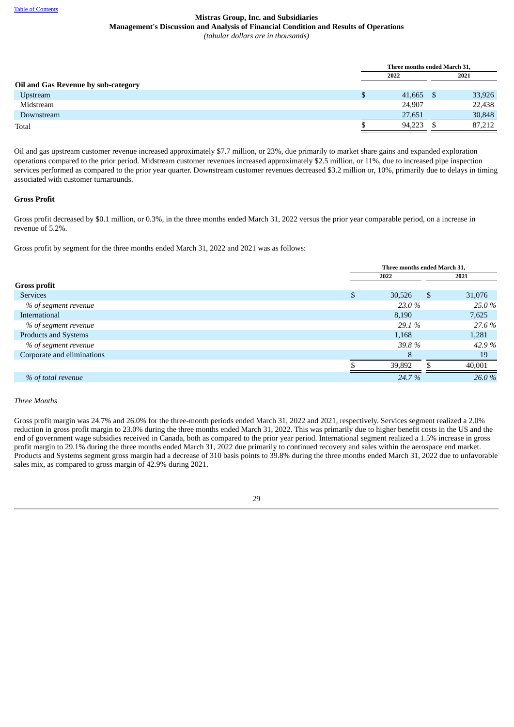Mistras Group, Inc. and Subsidiaries
Management's Discussion and Analysis of Financial Condition and Results of Operations
*(tabular dollars are in thousands)*

| | Three months ended March 31, | |
|---|---|---|
| | 2022 | 2021 |
| **Oil and Gas Revenue by sub-category** | | |
| Upstream | $ 41,665 | $ 33,926 |
| Midstream | 24,907 | 22,438 |
| Downstream | 27,651 | 30,848 |
| Total | $ 94,223 | $ 87,212 |

Oil and gas upstream customer revenue increased approximately $7.7 million, or 23%, due primarily to market share gains and expanded exploration operations compared to the prior period. Midstream customer revenues increased approximately $2.5 million, or 11%, due to increased pipe inspection services performed as compared to the prior year quarter. Downstream customer revenues decreased $3.2 million or, 10%, primarily due to delays in timing associated with customer turnarounds.

**Gross Profit**

Gross profit decreased by $0.1 million, or 0.3%, in the three months ended March 31, 2022 versus the prior year comparable period, on a increase in revenue of 5.2%.

Gross profit by segment for the three months ended March 31, 2022 and 2021 was as follows:

| | Three months ended March 31, | |
|---|---|---|
| | 2022 | 2021 |
| **Gross profit** | | |
| Services | $ 30,526 | $ 31,076 |
| *% of segment revenue* | *23.0 %* | *25.0 %* |
| International | 8,190 | 7,625 |
| *% of segment revenue* | *29.1 %* | *27.6 %* |
| Products and Systems | 1,168 | 1,281 |
| *% of segment revenue* | *39.8 %* | *42.9 %* |
| Corporate and eliminations | 8 | 19 |
| | $ 39,892 | $ 40,001 |
| *% of total revenue* | *24.7 %* | *26.0 %* |

*Three Months*

Gross profit margin was 24.7% and 26.0% for the three-month periods ended March 31, 2022 and 2021, respectively. Services segment realized a 2.0% reduction in gross profit margin to 23.0% during the three months ended March 31, 2022. This was primarily due to higher benefit costs in the US and the end of government wage subsidies received in Canada, both as compared to the prior year period. International segment realized a 1.5% increase in gross profit margin to 29.1% during the three months ended March 31, 2022 due primarily to continued recovery and sales within the aerospace end market. Products and Systems segment gross margin had a decrease of 310 basis points to 39.8% during the three months ended March 31, 2022 due to unfavorable sales mix, as compared to gross margin of 42.9% during 2021.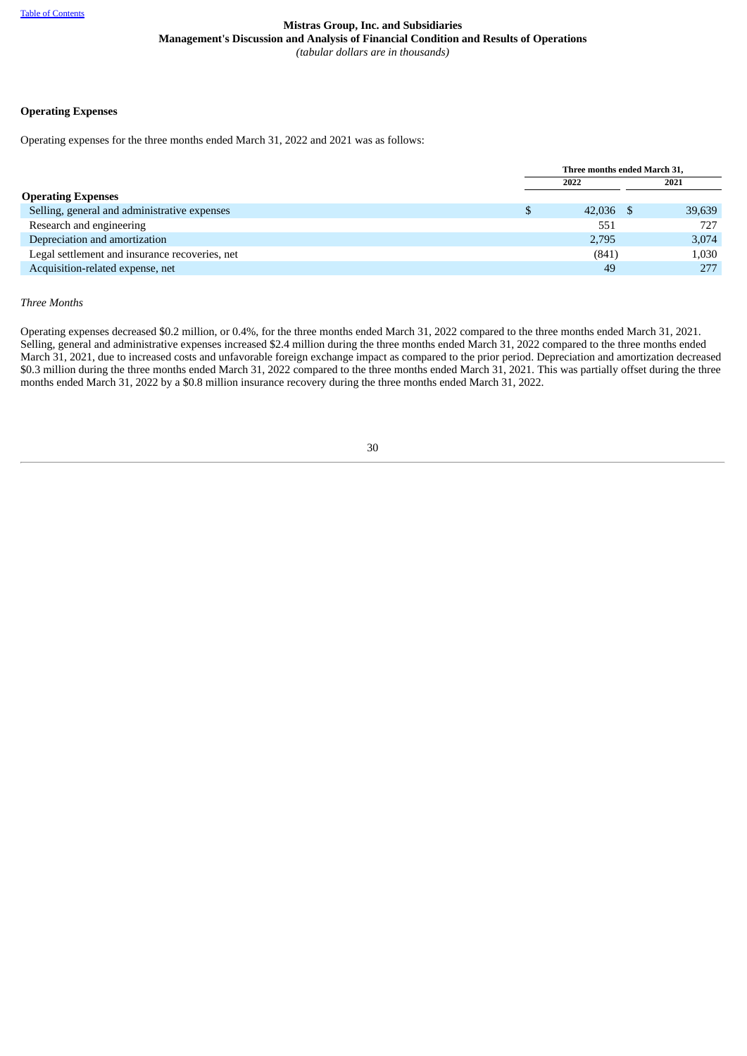Mistras Group, Inc. and Subsidiaries
Management's Discussion and Analysis of Financial Condition and Results of Operations
*(tabular dollars are in thousands)*

**Operating Expenses**

Operating expenses for the three months ended March 31, 2022 and 2021 was as follows:

| | Three months ended March 31, | |
|---|---|---|
| | 2022 | 2021 |
| **Operating Expenses** | | |
| Selling, general and administrative expenses | $ 42,036 | $ 39,639 |
| Research and engineering | 551 | 727 |
| Depreciation and amortization | 2,795 | 3,074 |
| Legal settlement and insurance recoveries, net | (841) | 1,030 |
| Acquisition-related expense, net | 49 | 277 |

*Three Months*

Operating expenses decreased $0.2 million, or 0.4%, for the three months ended March 31, 2022 compared to the three months ended March 31, 2021. Selling, general and administrative expenses increased $2.4 million during the three months ended March 31, 2022 compared to the three months ended March 31, 2021, due to increased costs and unfavorable foreign exchange impact as compared to the prior period. Depreciation and amortization decreased $0.3 million during the three months ended March 31, 2022 compared to the three months ended March 31, 2021. This was partially offset during the three months ended March 31, 2022 by a $0.8 million insurance recovery during the three months ended March 31, 2022.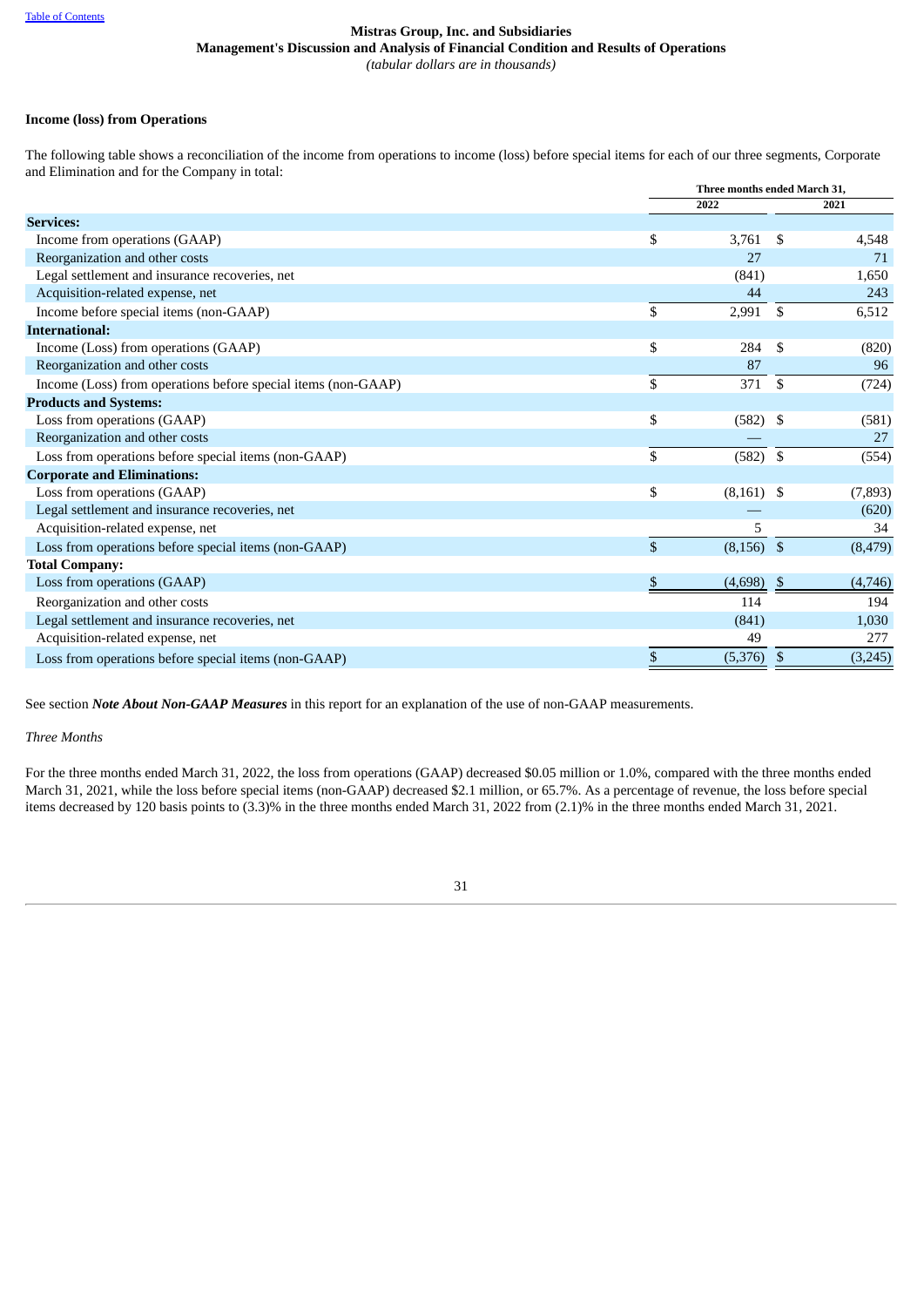Mistras Group, Inc. and Subsidiaries
Management's Discussion and Analysis of Financial Condition and Results of Operations
*(tabular dollars are in thousands)*

**Income (loss) from Operations**

The following table shows a reconciliation of the income from operations to income (loss) before special items for each of our three segments, Corporate and Elimination and for the Company in total:

| | Three months ended March 31, | |
|---|---|---|
| | 2022 | 2021 |
| **Services:** | | |
| Income from operations (GAAP) | $ 3,761 | $ 4,548 |
| Reorganization and other costs | 27 | 71 |
| Legal settlement and insurance recoveries, net | (841) | 1,650 |
| Acquisition-related expense, net | 44 | 243 |
| Income before special items (non-GAAP) | $ 2,991 | $ 6,512 |
| **International:** | | |
| Income (Loss) from operations (GAAP) | $ 284 | $ (820) |
| Reorganization and other costs | 87 | 96 |
| Income (Loss) from operations before special items (non-GAAP) | $ 371 | $ (724) |
| **Products and Systems:** | | |
| Loss from operations (GAAP) | $ (582) | $ (581) |
| Reorganization and other costs | — | 27 |
| Loss from operations before special items (non-GAAP) | $ (582) | $ (554) |
| **Corporate and Eliminations:** | | |
| Loss from operations (GAAP) | $ (8,161) | $ (7,893) |
| Legal settlement and insurance recoveries, net | — | (620) |
| Acquisition-related expense, net | 5 | 34 |
| Loss from operations before special items (non-GAAP) | $ (8,156) | $ (8,479) |
| **Total Company:** | | |
| Loss from operations (GAAP) | $ (4,698) | $ (4,746) |
| Reorganization and other costs | 114 | 194 |
| Legal settlement and insurance recoveries, net | (841) | 1,030 |
| Acquisition-related expense, net | 49 | 277 |
| Loss from operations before special items (non-GAAP) | $ (5,376) | $ (3,245) |

See section ***Note About Non-GAAP Measures*** in this report for an explanation of the use of non-GAAP measurements.

*Three Months*

For the three months ended March 31, 2022, the loss from operations (GAAP) decreased $0.05 million or 1.0%, compared with the three months ended March 31, 2021, while the loss before special items (non-GAAP) decreased $2.1 million, or 65.7%. As a percentage of revenue, the loss before special items decreased by 120 basis points to (3.3)% in the three months ended March 31, 2022 from (2.1)% in the three months ended March 31, 2021.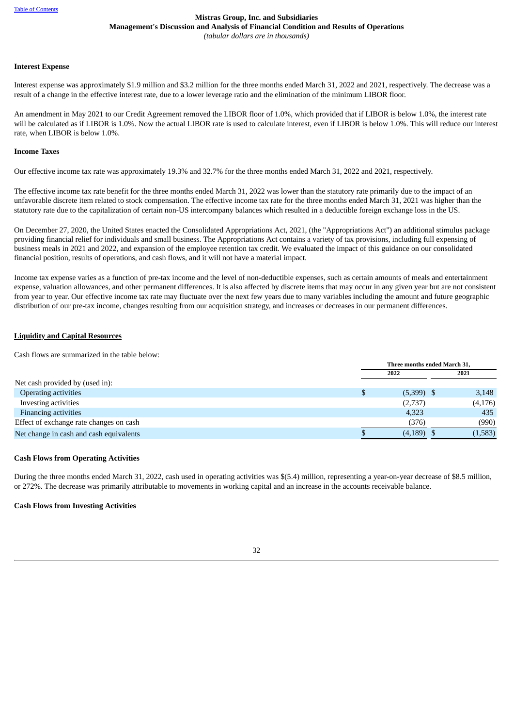**Mistras Group, Inc. and Subsidiaries**
**Management's Discussion and Analysis of Financial Condition and Results of Operations**
*(tabular dollars are in thousands)*

**Interest Expense**

Interest expense was approximately $1.9 million and $3.2 million for the three months ended March 31, 2022 and 2021, respectively. The decrease was a result of a change in the effective interest rate, due to a lower leverage ratio and the elimination of the minimum LIBOR floor.

An amendment in May 2021 to our Credit Agreement removed the LIBOR floor of 1.0%, which provided that if LIBOR is below 1.0%, the interest rate will be calculated as if LIBOR is 1.0%. Now the actual LIBOR rate is used to calculate interest, even if LIBOR is below 1.0%. This will reduce our interest rate, when LIBOR is below 1.0%.

**Income Taxes**

Our effective income tax rate was approximately 19.3% and 32.7% for the three months ended March 31, 2022 and 2021, respectively.

The effective income tax rate benefit for the three months ended March 31, 2022 was lower than the statutory rate primarily due to the impact of an unfavorable discrete item related to stock compensation. The effective income tax rate for the three months ended March 31, 2021 was higher than the statutory rate due to the capitalization of certain non-US intercompany balances which resulted in a deductible foreign exchange loss in the US.

On December 27, 2020, the United States enacted the Consolidated Appropriations Act, 2021, (the "Appropriations Act") an additional stimulus package providing financial relief for individuals and small business. The Appropriations Act contains a variety of tax provisions, including full expensing of business meals in 2021 and 2022, and expansion of the employee retention tax credit. We evaluated the impact of this guidance on our consolidated financial position, results of operations, and cash flows, and it will not have a material impact.

Income tax expense varies as a function of pre-tax income and the level of non-deductible expenses, such as certain amounts of meals and entertainment expense, valuation allowances, and other permanent differences. It is also affected by discrete items that may occur in any given year but are not consistent from year to year. Our effective income tax rate may fluctuate over the next few years due to many variables including the amount and future geographic distribution of our pre-tax income, changes resulting from our acquisition strategy, and increases or decreases in our permanent differences.

## Liquidity and Capital Resources

Cash flows are summarized in the table below:

| | Three months ended March 31, | |
|---|---|---|
| | 2022 | 2021 |
| Net cash provided by (used in): | | |
| Operating activities | $ (5,399) | $ 3,148 |
| Investing activities | (2,737) | (4,176) |
| Financing activities | 4,323 | 435 |
| Effect of exchange rate changes on cash | (376) | (990) |
| Net change in cash and cash equivalents | $ (4,189) | $ (1,583) |

**Cash Flows from Operating Activities**

During the three months ended March 31, 2022, cash used in operating activities was $(5.4) million, representing a year-on-year decrease of $8.5 million, or 272%. The decrease was primarily attributable to movements in working capital and an increase in the accounts receivable balance.

**Cash Flows from Investing Activities**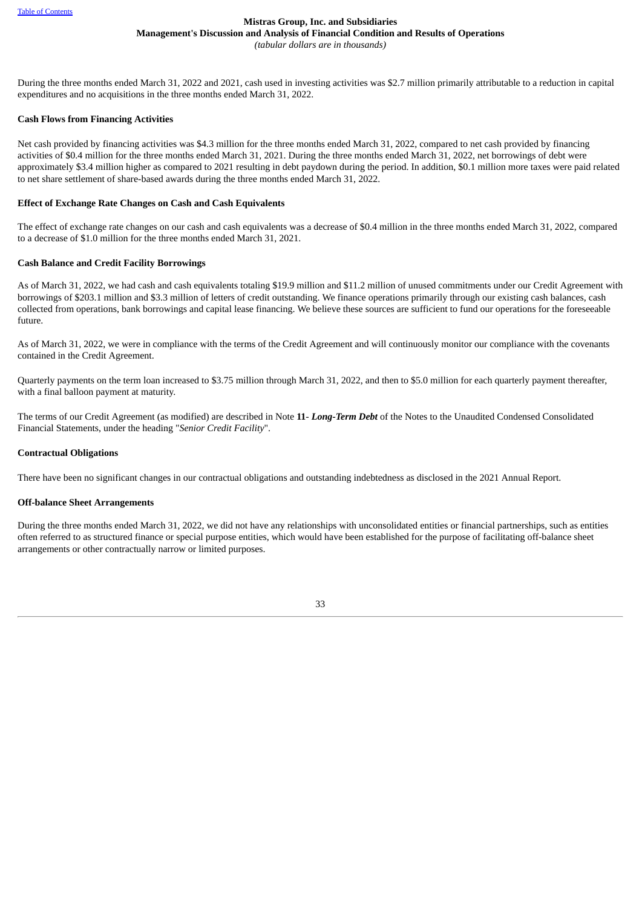During the three months ended March 31, 2022 and 2021, cash used in investing activities was $2.7 million primarily attributable to a reduction in capital expenditures and no acquisitions in the three months ended March 31, 2022.

**Cash Flows from Financing Activities**

Net cash provided by financing activities was $4.3 million for the three months ended March 31, 2022, compared to net cash provided by financing activities of $0.4 million for the three months ended March 31, 2021. During the three months ended March 31, 2022, net borrowings of debt were approximately $3.4 million higher as compared to 2021 resulting in debt paydown during the period. In addition, $0.1 million more taxes were paid related to net share settlement of share-based awards during the three months ended March 31, 2022.

**Effect of Exchange Rate Changes on Cash and Cash Equivalents**

The effect of exchange rate changes on our cash and cash equivalents was a decrease of $0.4 million in the three months ended March 31, 2022, compared to a decrease of $1.0 million for the three months ended March 31, 2021.

**Cash Balance and Credit Facility Borrowings**

As of March 31, 2022, we had cash and cash equivalents totaling $19.9 million and $11.2 million of unused commitments under our Credit Agreement with borrowings of $203.1 million and $3.3 million of letters of credit outstanding. We finance operations primarily through our existing cash balances, cash collected from operations, bank borrowings and capital lease financing. We believe these sources are sufficient to fund our operations for the foreseeable future.

As of March 31, 2022, we were in compliance with the terms of the Credit Agreement and will continuously monitor our compliance with the covenants contained in the Credit Agreement.

Quarterly payments on the term loan increased to $3.75 million through March 31, 2022, and then to $5.0 million for each quarterly payment thereafter, with a final balloon payment at maturity.

The terms of our Credit Agreement (as modified) are described in Note **11-** ***Long-Term Debt*** of the Notes to the Unaudited Condensed Consolidated Financial Statements, under the heading "*Senior Credit Facility*".

**Contractual Obligations**

There have been no significant changes in our contractual obligations and outstanding indebtedness as disclosed in the 2021 Annual Report.

**Off-balance Sheet Arrangements**

During the three months ended March 31, 2022, we did not have any relationships with unconsolidated entities or financial partnerships, such as entities often referred to as structured finance or special purpose entities, which would have been established for the purpose of facilitating off-balance sheet arrangements or other contractually narrow or limited purposes.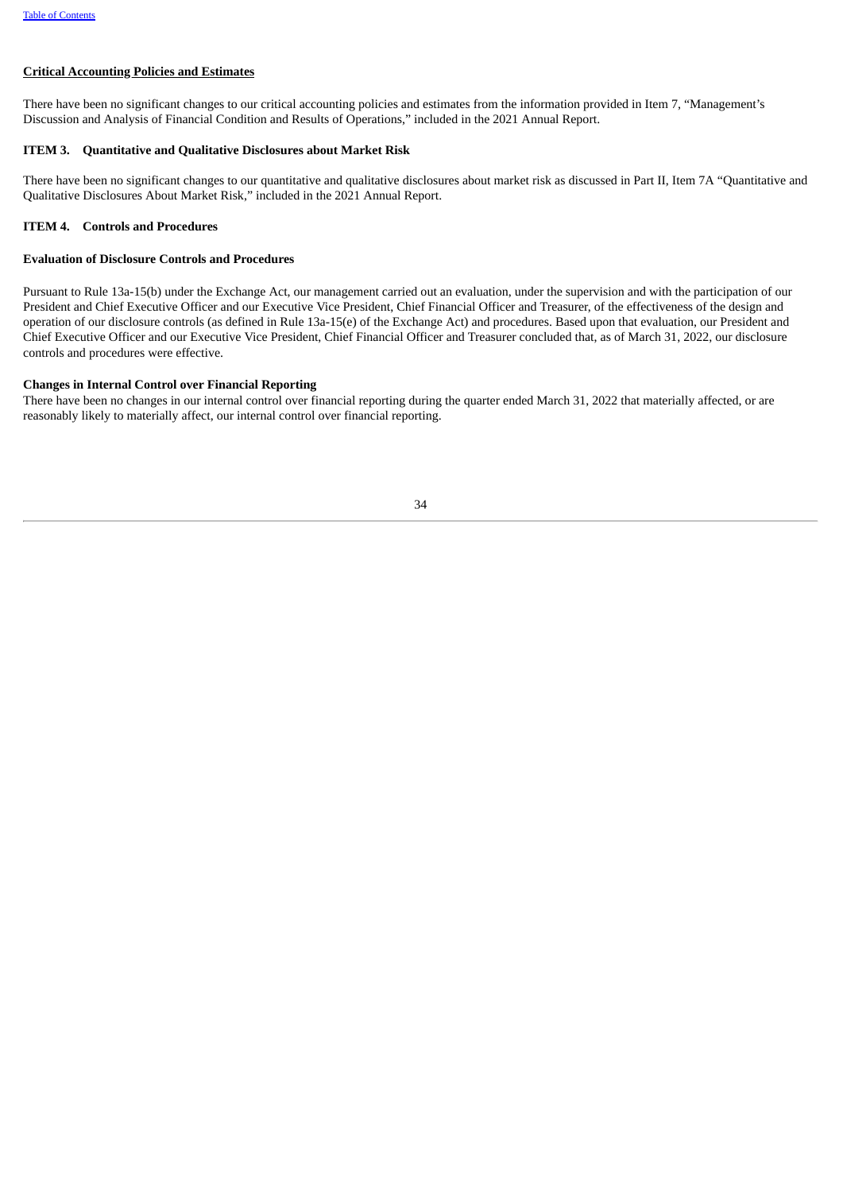## Critical Accounting Policies and Estimates

There have been no significant changes to our critical accounting policies and estimates from the information provided in Item 7, "Management's Discussion and Analysis of Financial Condition and Results of Operations," included in the 2021 Annual Report.

### ITEM 3. Quantitative and Qualitative Disclosures about Market Risk

There have been no significant changes to our quantitative and qualitative disclosures about market risk as discussed in Part II, Item 7A "Quantitative and Qualitative Disclosures About Market Risk," included in the 2021 Annual Report.

### ITEM 4. Controls and Procedures

**Evaluation of Disclosure Controls and Procedures**

Pursuant to Rule 13a-15(b) under the Exchange Act, our management carried out an evaluation, under the supervision and with the participation of our President and Chief Executive Officer and our Executive Vice President, Chief Financial Officer and Treasurer, of the effectiveness of the design and operation of our disclosure controls (as defined in Rule 13a-15(e) of the Exchange Act) and procedures. Based upon that evaluation, our President and Chief Executive Officer and our Executive Vice President, Chief Financial Officer and Treasurer concluded that, as of March 31, 2022, our disclosure controls and procedures were effective.

**Changes in Internal Control over Financial Reporting**

There have been no changes in our internal control over financial reporting during the quarter ended March 31, 2022 that materially affected, or are reasonably likely to materially affect, our internal control over financial reporting.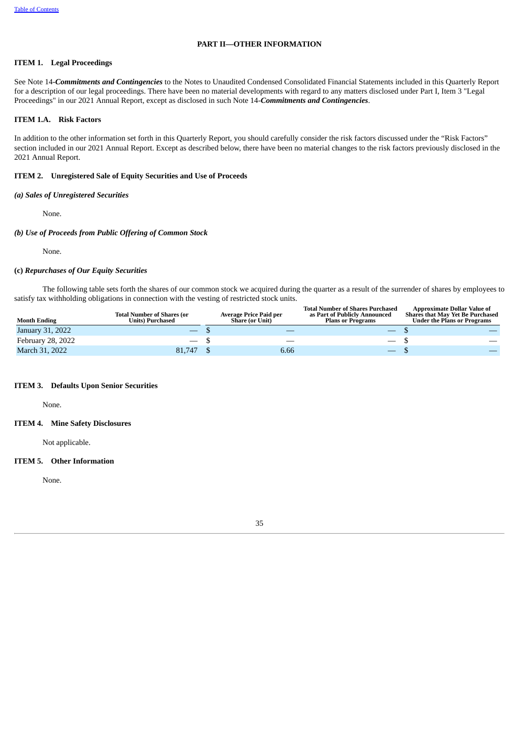# PART II—OTHER INFORMATION

## ITEM 1. Legal Proceedings

See Note 14-***Commitments and Contingencies*** to the Notes to Unaudited Condensed Consolidated Financial Statements included in this Quarterly Report for a description of our legal proceedings. There have been no material developments with regard to any matters disclosed under Part I, Item 3 "Legal Proceedings" in our 2021 Annual Report, except as disclosed in such Note 14-***Commitments and Contingencies***.

## ITEM 1.A. Risk Factors

In addition to the other information set forth in this Quarterly Report, you should carefully consider the risk factors discussed under the "Risk Factors" section included in our 2021 Annual Report. Except as described below, there have been no material changes to the risk factors previously disclosed in the 2021 Annual Report.

## ITEM 2. Unregistered Sale of Equity Securities and Use of Proceeds

***(a) Sales of Unregistered Securities***

None.

***(b) Use of Proceeds from Public Offering of Common Stock***

None.

**(c) *Repurchases of Our Equity Securities***

The following table sets forth the shares of our common stock we acquired during the quarter as a result of the surrender of shares by employees to satisfy tax withholding obligations in connection with the vesting of restricted stock units.

| Month Ending | Total Number of Shares (or Units) Purchased | Average Price Paid per Share (or Unit) | Total Number of Shares Purchased as Part of Publicly Announced Plans or Programs | Approximate Dollar Value of Shares that May Yet Be Purchased Under the Plans or Programs |
|---|---|---|---|---|
| January 31, 2022 | — | $ — | — | $ — |
| February 28, 2022 | — | $ — | — | $ — |
| March 31, 2022 | 81,747 | $ 6.66 | — | $ — |

## ITEM 3. Defaults Upon Senior Securities

None.

## ITEM 4. Mine Safety Disclosures

Not applicable.

## ITEM 5. Other Information

None.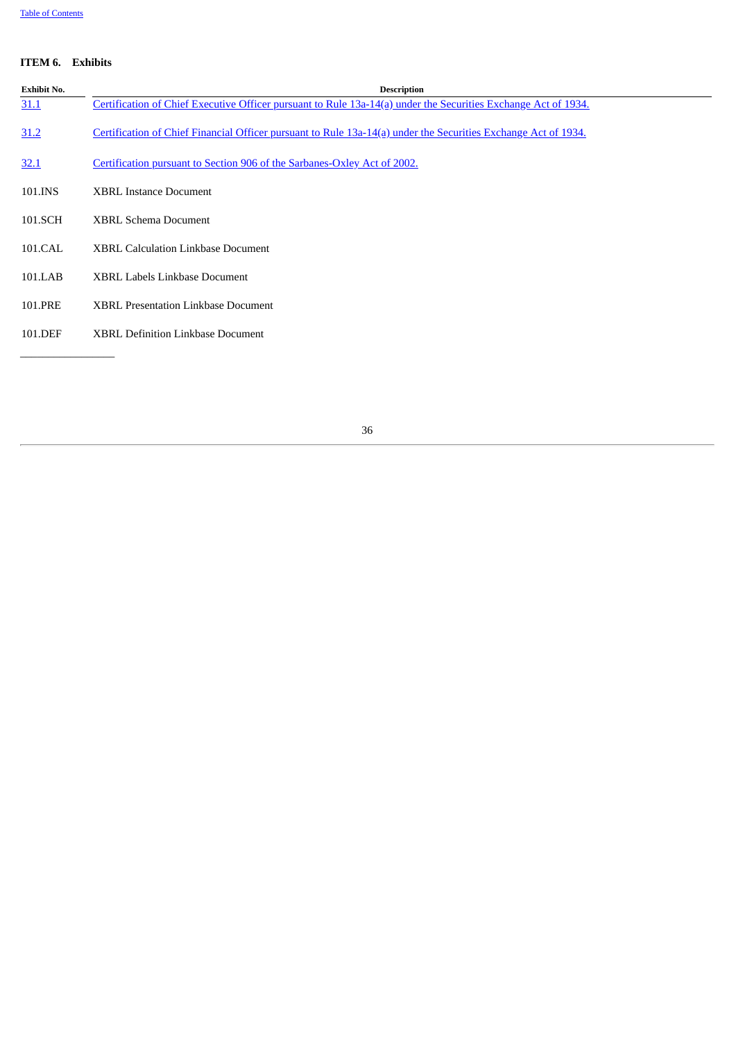## ITEM 6. Exhibits

| Exhibit No. | Description |
|---|---|
| 31.1 | Certification of Chief Executive Officer pursuant to Rule 13a-14(a) under the Securities Exchange Act of 1934. |
| 31.2 | Certification of Chief Financial Officer pursuant to Rule 13a-14(a) under the Securities Exchange Act of 1934. |
| 32.1 | Certification pursuant to Section 906 of the Sarbanes-Oxley Act of 2002. |
| 101.INS | XBRL Instance Document |
| 101.SCH | XBRL Schema Document |
| 101.CAL | XBRL Calculation Linkbase Document |
| 101.LAB | XBRL Labels Linkbase Document |
| 101.PRE | XBRL Presentation Linkbase Document |
| 101.DEF | XBRL Definition Linkbase Document |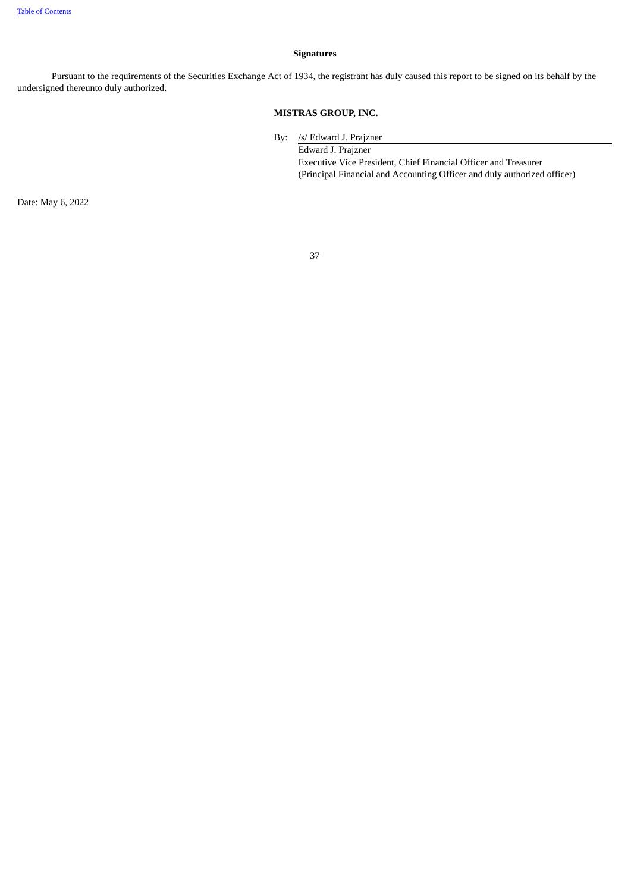## Signatures

Pursuant to the requirements of the Securities Exchange Act of 1934, the registrant has duly caused this report to be signed on its behalf by the undersigned thereunto duly authorized.

**MISTRAS GROUP, INC.**

By: /s/ Edward J. Prajzner

Edward J. Prajzner
Executive Vice President, Chief Financial Officer and Treasurer
(Principal Financial and Accounting Officer and duly authorized officer)

Date: May 6, 2022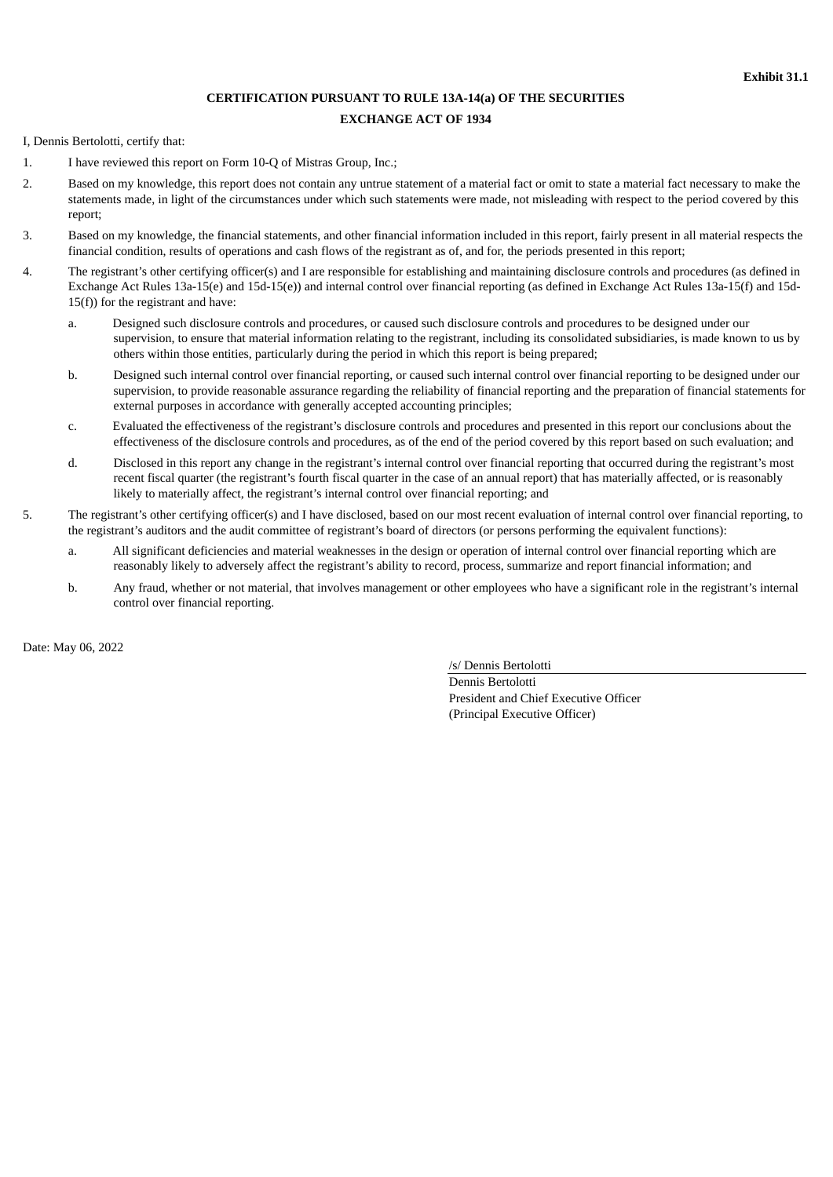**Exhibit 31.1**

**CERTIFICATION PURSUANT TO RULE 13A-14(a) OF THE SECURITIES EXCHANGE ACT OF 1934**

I, Dennis Bertolotti, certify that:

1. I have reviewed this report on Form 10-Q of Mistras Group, Inc.;
2. Based on my knowledge, this report does not contain any untrue statement of a material fact or omit to state a material fact necessary to make the statements made, in light of the circumstances under which such statements were made, not misleading with respect to the period covered by this report;
3. Based on my knowledge, the financial statements, and other financial information included in this report, fairly present in all material respects the financial condition, results of operations and cash flows of the registrant as of, and for, the periods presented in this report;
4. The registrant's other certifying officer(s) and I are responsible for establishing and maintaining disclosure controls and procedures (as defined in Exchange Act Rules 13a-15(e) and 15d-15(e)) and internal control over financial reporting (as defined in Exchange Act Rules 13a-15(f) and 15d-15(f)) for the registrant and have:
   a. Designed such disclosure controls and procedures, or caused such disclosure controls and procedures to be designed under our supervision, to ensure that material information relating to the registrant, including its consolidated subsidiaries, is made known to us by others within those entities, particularly during the period in which this report is being prepared;
   b. Designed such internal control over financial reporting, or caused such internal control over financial reporting to be designed under our supervision, to provide reasonable assurance regarding the reliability of financial reporting and the preparation of financial statements for external purposes in accordance with generally accepted accounting principles;
   c. Evaluated the effectiveness of the registrant's disclosure controls and procedures and presented in this report our conclusions about the effectiveness of the disclosure controls and procedures, as of the end of the period covered by this report based on such evaluation; and
   d. Disclosed in this report any change in the registrant's internal control over financial reporting that occurred during the registrant's most recent fiscal quarter (the registrant's fourth fiscal quarter in the case of an annual report) that has materially affected, or is reasonably likely to materially affect, the registrant's internal control over financial reporting; and
5. The registrant's other certifying officer(s) and I have disclosed, based on our most recent evaluation of internal control over financial reporting, to the registrant's auditors and the audit committee of registrant's board of directors (or persons performing the equivalent functions):
   a. All significant deficiencies and material weaknesses in the design or operation of internal control over financial reporting which are reasonably likely to adversely affect the registrant's ability to record, process, summarize and report financial information; and
   b. Any fraud, whether or not material, that involves management or other employees who have a significant role in the registrant's internal control over financial reporting.

Date: May 06, 2022

/s/ Dennis Bertolotti
Dennis Bertolotti
President and Chief Executive Officer
(Principal Executive Officer)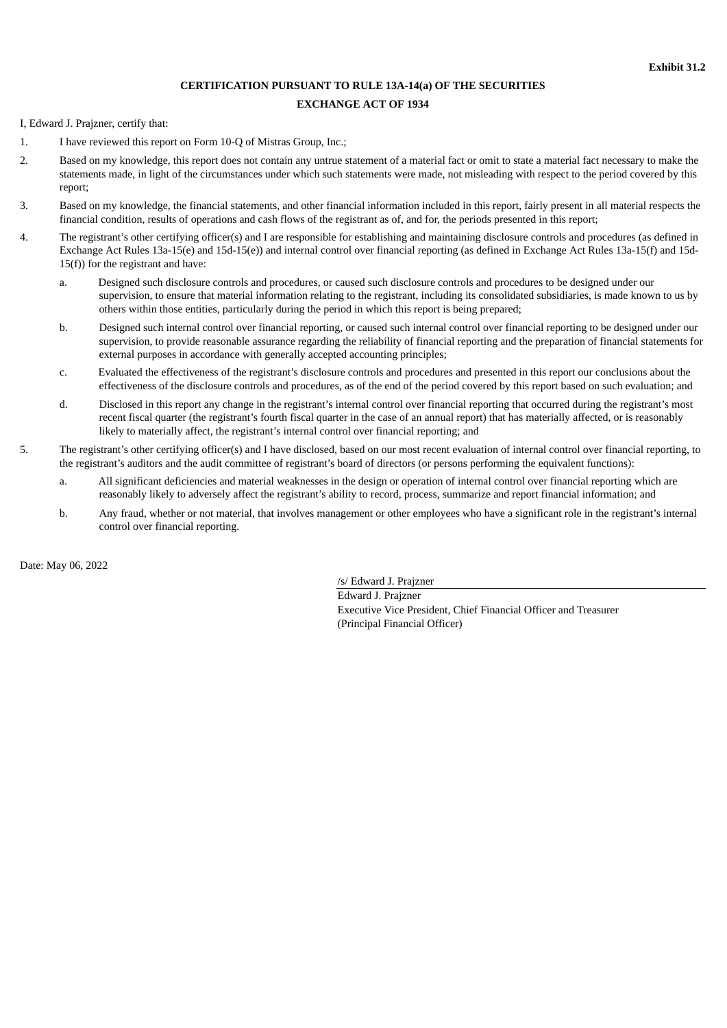**Exhibit 31.2**

**CERTIFICATION PURSUANT TO RULE 13A-14(a) OF THE SECURITIES EXCHANGE ACT OF 1934**

I, Edward J. Prajzner, certify that:

1. I have reviewed this report on Form 10-Q of Mistras Group, Inc.;
2. Based on my knowledge, this report does not contain any untrue statement of a material fact or omit to state a material fact necessary to make the statements made, in light of the circumstances under which such statements were made, not misleading with respect to the period covered by this report;
3. Based on my knowledge, the financial statements, and other financial information included in this report, fairly present in all material respects the financial condition, results of operations and cash flows of the registrant as of, and for, the periods presented in this report;
4. The registrant's other certifying officer(s) and I are responsible for establishing and maintaining disclosure controls and procedures (as defined in Exchange Act Rules 13a-15(e) and 15d-15(e)) and internal control over financial reporting (as defined in Exchange Act Rules 13a-15(f) and 15d-15(f)) for the registrant and have:
   a. Designed such disclosure controls and procedures, or caused such disclosure controls and procedures to be designed under our supervision, to ensure that material information relating to the registrant, including its consolidated subsidiaries, is made known to us by others within those entities, particularly during the period in which this report is being prepared;
   b. Designed such internal control over financial reporting, or caused such internal control over financial reporting to be designed under our supervision, to provide reasonable assurance regarding the reliability of financial reporting and the preparation of financial statements for external purposes in accordance with generally accepted accounting principles;
   c. Evaluated the effectiveness of the registrant's disclosure controls and procedures and presented in this report our conclusions about the effectiveness of the disclosure controls and procedures, as of the end of the period covered by this report based on such evaluation; and
   d. Disclosed in this report any change in the registrant's internal control over financial reporting that occurred during the registrant's most recent fiscal quarter (the registrant's fourth fiscal quarter in the case of an annual report) that has materially affected, or is reasonably likely to materially affect, the registrant's internal control over financial reporting; and
5. The registrant's other certifying officer(s) and I have disclosed, based on our most recent evaluation of internal control over financial reporting, to the registrant's auditors and the audit committee of registrant's board of directors (or persons performing the equivalent functions):
   a. All significant deficiencies and material weaknesses in the design or operation of internal control over financial reporting which are reasonably likely to adversely affect the registrant's ability to record, process, summarize and report financial information; and
   b. Any fraud, whether or not material, that involves management or other employees who have a significant role in the registrant's internal control over financial reporting.

Date: May 06, 2022

/s/ Edward J. Prajzner
Edward J. Prajzner
Executive Vice President, Chief Financial Officer and Treasurer
(Principal Financial Officer)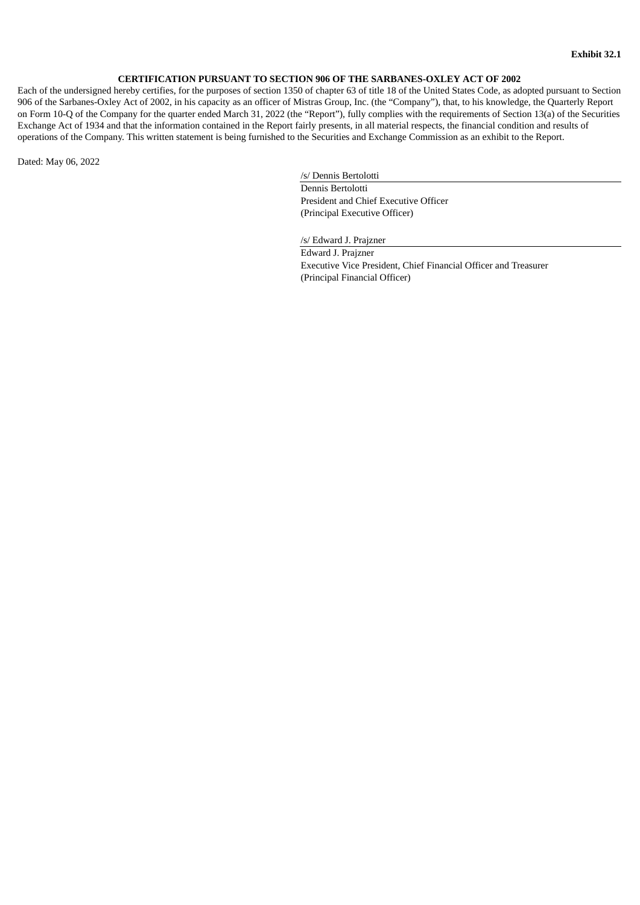**Exhibit 32.1**

**CERTIFICATION PURSUANT TO SECTION 906 OF THE SARBANES-OXLEY ACT OF 2002**

Each of the undersigned hereby certifies, for the purposes of section 1350 of chapter 63 of title 18 of the United States Code, as adopted pursuant to Section 906 of the Sarbanes-Oxley Act of 2002, in his capacity as an officer of Mistras Group, Inc. (the "Company"), that, to his knowledge, the Quarterly Report on Form 10-Q of the Company for the quarter ended March 31, 2022 (the "Report"), fully complies with the requirements of Section 13(a) of the Securities Exchange Act of 1934 and that the information contained in the Report fairly presents, in all material respects, the financial condition and results of operations of the Company. This written statement is being furnished to the Securities and Exchange Commission as an exhibit to the Report.

Dated: May 06, 2022

/s/ Dennis Bertolotti
Dennis Bertolotti
President and Chief Executive Officer
(Principal Executive Officer)

/s/ Edward J. Prajzner
Edward J. Prajzner
Executive Vice President, Chief Financial Officer and Treasurer
(Principal Financial Officer)